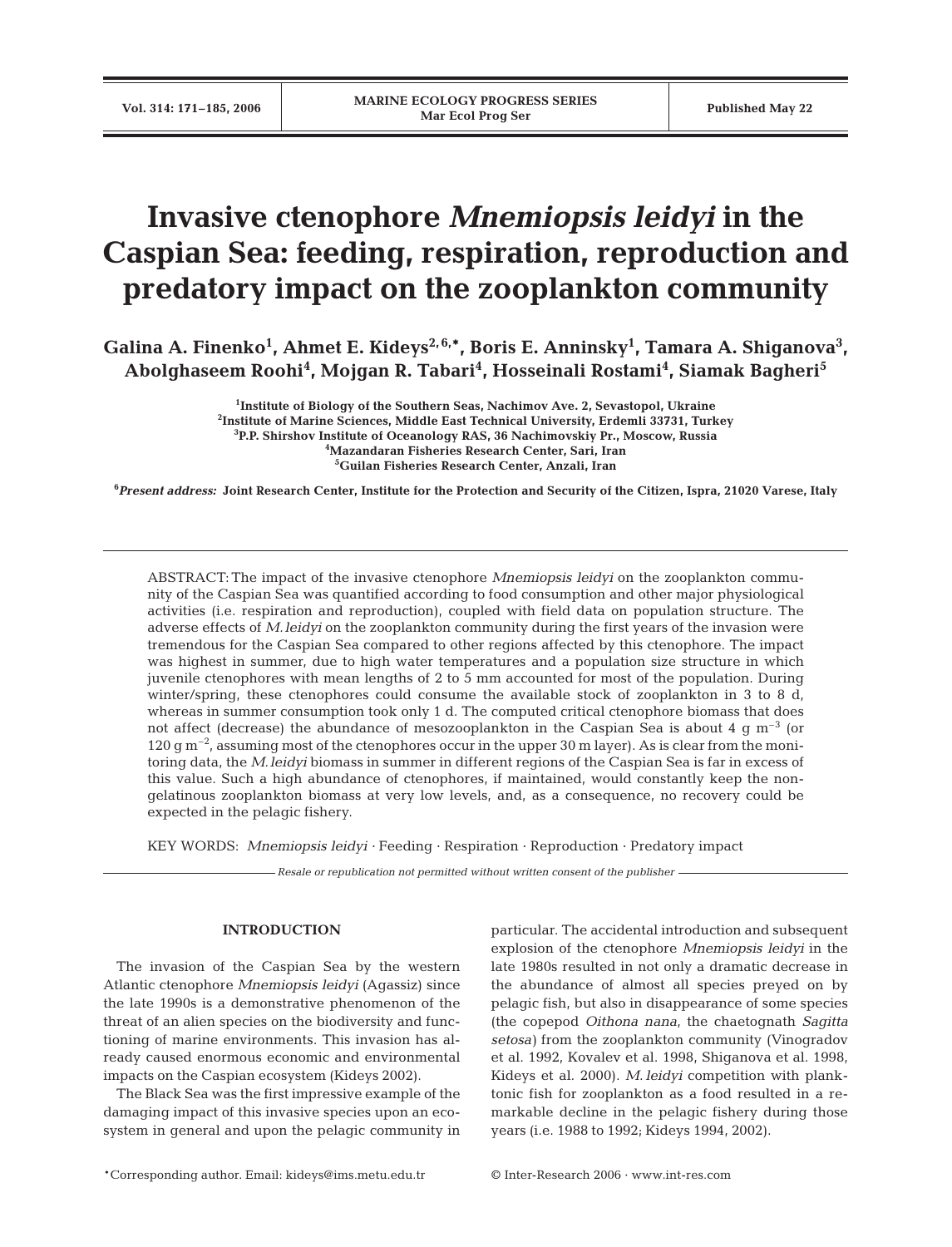# Invasive ctenophore *Mnemiopsis leidyi* in the Caspian Sea: feeding, respiration, reproduction and predatory impact on the zooplankton community

**Galina A. Finenko[1], Ahmet E. Kideys[2,6,*], Boris E. Anninsky[1], Tamara A. Shiganova[3], Abolghaseem Roohi[4], Mojgan R. Tabari[4], Hosseinali Rostami[4], Siamak Bagheri[5]**

[1]Institute of Biology of the Southern Seas, Nachimov Ave. 2, Sevastopol, Ukraine
[2]Institute of Marine Sciences, Middle East Technical University, Erdemli 33731, Turkey
[3]P.P. Shirshov Institute of Oceanology RAS, 36 Nachimovskiy Pr., Moscow, Russia
[4]Mazandaran Fisheries Research Center, Sari, Iran
[5]Guilan Fisheries Research Center, Anzali, Iran

[6]*Present address:* Joint Research Center, Institute for the Protection and Security of the Citizen, Ispra, 21020 Varese, Italy

ABSTRACT: The impact of the invasive ctenophore *Mnemiopsis leidyi* on the zooplankton community of the Caspian Sea was quantified according to food consumption and other major physiological activities (i.e. respiration and reproduction), coupled with field data on population structure. The adverse effects of *M. leidyi* on the zooplankton community during the first years of the invasion were tremendous for the Caspian Sea compared to other regions affected by this ctenophore. The impact was highest in summer, due to high water temperatures and a population size structure in which juvenile ctenophores with mean lengths of 2 to 5 mm accounted for most of the population. During winter/spring, these ctenophores could consume the available stock of zooplankton in 3 to 8 d, whereas in summer consumption took only 1 d. The computed critical ctenophore biomass that does not affect (decrease) the abundance of mesozooplankton in the Caspian Sea is about 4 g $m^{-3}$ (or 120 g $m^{-2}$, assuming most of the ctenophores occur in the upper 30 m layer). As is clear from the monitoring data, the *M. leidyi* biomass in summer in different regions of the Caspian Sea is far in excess of this value. Such a high abundance of ctenophores, if maintained, would constantly keep the non-gelatinous zooplankton biomass at very low levels, and, as a consequence, no recovery could be expected in the pelagic fishery.

KEY WORDS: *Mnemiopsis leidyi* · Feeding · Respiration · Reproduction · Predatory impact

*Resale or republication not permitted without written consent of the publisher*

## INTRODUCTION

The invasion of the Caspian Sea by the western Atlantic ctenophore *Mnemiopsis leidyi* (Agassiz) since the late 1990s is a demonstrative phenomenon of the threat of an alien species on the biodiversity and functioning of marine environments. This invasion has already caused enormous economic and environmental impacts on the Caspian ecosystem (Kideys 2002).

The Black Sea was the first impressive example of the damaging impact of this invasive species upon an ecosystem in general and upon the pelagic community in particular. The accidental introduction and subsequent explosion of the ctenophore *Mnemiopsis leidyi* in the late 1980s resulted in not only a dramatic decrease in the abundance of almost all species preyed on by pelagic fish, but also in disappearance of some species (the copepod *Oithona nana*, the chaetognath *Sagitta setosa*) from the zooplankton community (Vinogradov et al. 1992, Kovalev et al. 1998, Shiganova et al. 1998, Kideys et al. 2000). *M. leidyi* competition with planktonic fish for zooplankton as a food resulted in a remarkable decline in the pelagic fishery during those years (i.e. 1988 to 1992; Kideys 1994, 2002).

*Corresponding author. Email: kideys@ims.metu.edu.tr

© Inter-Research 2006 · www.int-res.com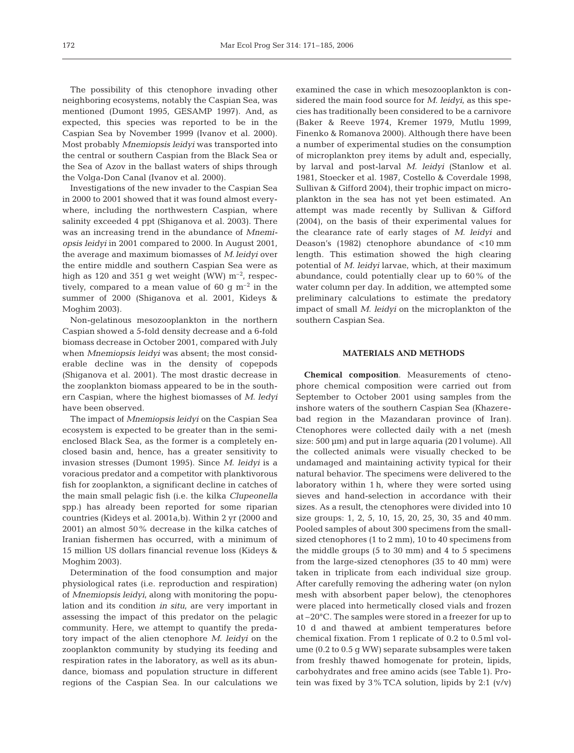The possibility of this ctenophore invading other neighboring ecosystems, notably the Caspian Sea, was mentioned (Dumont 1995, GESAMP 1997). And, as expected, this species was reported to be in the Caspian Sea by November 1999 (Ivanov et al. 2000). Most probably *Mnemiopsis leidyi* was transported into the central or southern Caspian from the Black Sea or the Sea of Azov in the ballast waters of ships through the Volga-Don Canal (Ivanov et al. 2000).

Investigations of the new invader to the Caspian Sea in 2000 to 2001 showed that it was found almost everywhere, including the northwestern Caspian, where salinity exceeded 4 ppt (Shiganova et al. 2003). There was an increasing trend in the abundance of *Mnemiopsis leidyi* in 2001 compared to 2000. In August 2001, the average and maximum biomasses of *M. leidyi* over the entire middle and southern Caspian Sea were as high as 120 and 351 g wet weight (WW) $m^{-2}$, respectively, compared to a mean value of 60 g $m^{-2}$ in the summer of 2000 (Shiganova et al. 2001, Kideys & Moghim 2003).

Non-gelatinous mesozooplankton in the northern Caspian showed a 5-fold density decrease and a 6-fold biomass decrease in October 2001, compared with July when *Mnemiopsis leidyi* was absent; the most considerable decline was in the density of copepods (Shiganova et al. 2001). The most drastic decrease in the zooplankton biomass appeared to be in the southern Caspian, where the highest biomasses of *M. ledyi* have been observed.

The impact of *Mnemiopsis leidyi* on the Caspian Sea ecosystem is expected to be greater than in the semi-enclosed Black Sea, as the former is a completely enclosed basin and, hence, has a greater sensitivity to invasion stresses (Dumont 1995). Since *M. leidyi* is a voracious predator and a competitor with planktivorous fish for zooplankton, a significant decline in catches of the main small pelagic fish (i.e. the kilka *Clupeonella* spp.) has already been reported for some riparian countries (Kideys et al. 2001a,b). Within 2 yr (2000 and 2001) an almost 50% decrease in the kilka catches of Iranian fishermen has occurred, with a minimum of 15 million US dollars financial revenue loss (Kideys & Moghim 2003).

Determination of the food consumption and major physiological rates (i.e. reproduction and respiration) of *Mnemiopsis leidyi*, along with monitoring the population and its condition *in situ*, are very important in assessing the impact of this predator on the pelagic community. Here, we attempt to quantify the predatory impact of the alien ctenophore *M. leidyi* on the zooplankton community by studying its feeding and respiration rates in the laboratory, as well as its abundance, biomass and population structure in different regions of the Caspian Sea. In our calculations we examined the case in which mesozooplankton is considered the main food source for *M. leidyi*, as this species has traditionally been considered to be a carnivore (Baker & Reeve 1974, Kremer 1979, Mutlu 1999, Finenko & Romanova 2000). Although there have been a number of experimental studies on the consumption of microplankton prey items by adult and, especially, by larval and post-larval *M. leidyi* (Stanlow et al. 1981, Stoecker et al. 1987, Costello & Coverdale 1998, Sullivan & Gifford 2004), their trophic impact on microplankton in the sea has not yet been estimated. An attempt was made recently by Sullivan & Gifford (2004), on the basis of their experimental values for the clearance rate of early stages of *M. leidyi* and Deason's (1982) ctenophore abundance of <10 mm length. This estimation showed the high clearing potential of *M. leidyi* larvae, which, at their maximum abundance, could potentially clear up to 60% of the water column per day. In addition, we attempted some preliminary calculations to estimate the predatory impact of small *M. leidyi* on the microplankton of the southern Caspian Sea.

## MATERIALS AND METHODS

**Chemical composition**. Measurements of ctenophore chemical composition were carried out from September to October 2001 using samples from the inshore waters of the southern Caspian Sea (Khazerebad region in the Mazandaran province of Iran). Ctenophores were collected daily with a net (mesh size: 500 µm) and put in large aquaria (20 l volume). All the collected animals were visually checked to be undamaged and maintaining activity typical for their natural behavior. The specimens were delivered to the laboratory within 1 h, where they were sorted using sieves and hand-selection in accordance with their sizes. As a result, the ctenophores were divided into 10 size groups: 1, 2, 5, 10, 15, 20, 25, 30, 35 and 40 mm. Pooled samples of about 300 specimens from the small-sized ctenophores (1 to 2 mm), 10 to 40 specimens from the middle groups (5 to 30 mm) and 4 to 5 specimens from the large-sized ctenophores (35 to 40 mm) were taken in triplicate from each individual size group. After carefully removing the adhering water (on nylon mesh with absorbent paper below), the ctenophores were placed into hermetically closed vials and frozen at –20°C. The samples were stored in a freezer for up to 10 d and thawed at ambient temperatures before chemical fixation. From 1 replicate of 0.2 to 0.5 ml volume (0.2 to 0.5 g WW) separate subsamples were taken from freshly thawed homogenate for protein, lipids, carbohydrates and free amino acids (see Table 1). Protein was fixed by 3% TCA solution, lipids by 2:1 (v/v)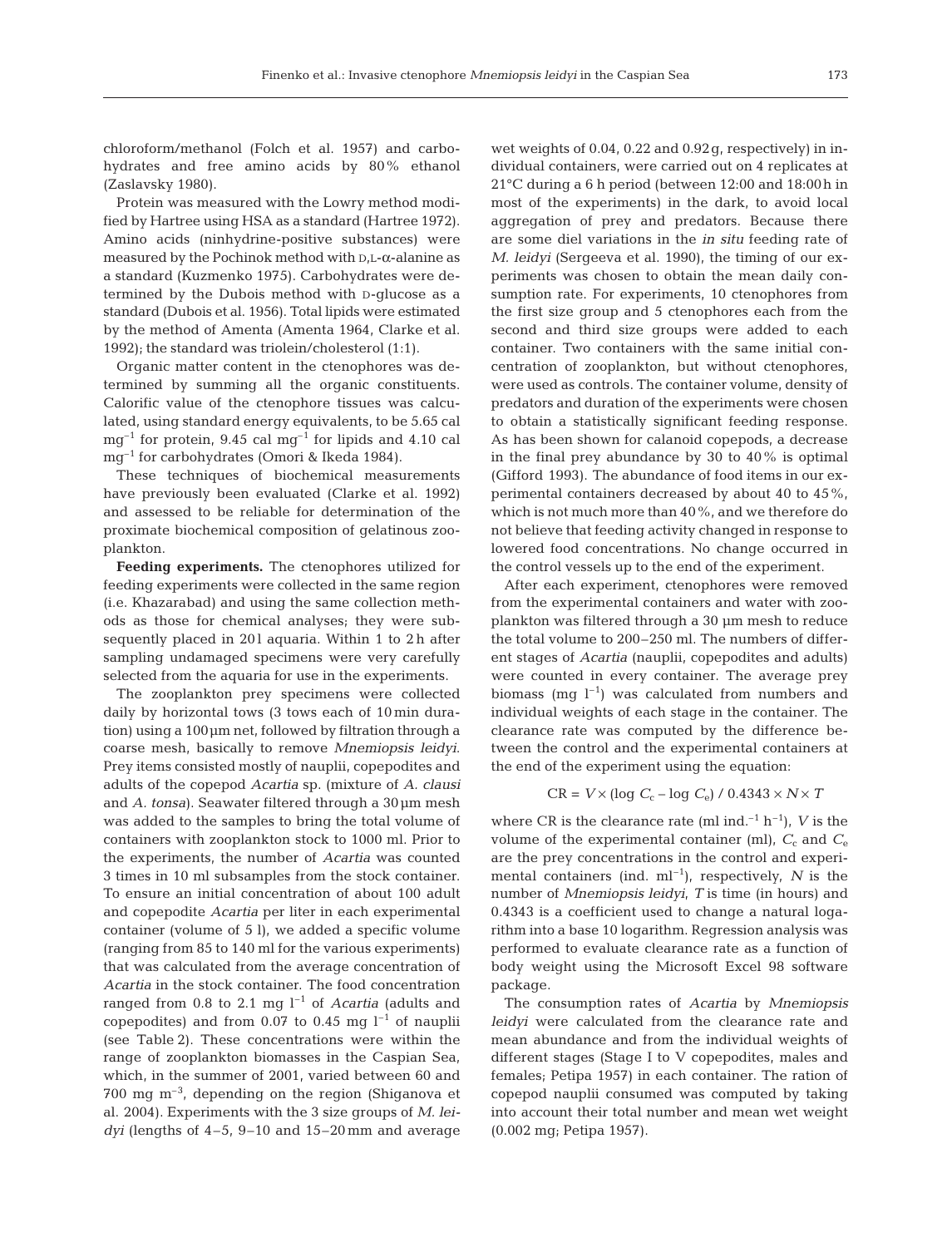chloroform/methanol (Folch et al. 1957) and carbohydrates and free amino acids by 80% ethanol (Zaslavsky 1980).

Protein was measured with the Lowry method modified by Hartree using HSA as a standard (Hartree 1972). Amino acids (ninhydrine-positive substances) were measured by the Pochinok method with D,L-α-alanine as a standard (Kuzmenko 1975). Carbohydrates were determined by the Dubois method with D-glucose as a standard (Dubois et al. 1956). Total lipids were estimated by the method of Amenta (Amenta 1964, Clarke et al. 1992); the standard was triolein/cholesterol (1:1).

Organic matter content in the ctenophores was determined by summing all the organic constituents. Calorific value of the ctenophore tissues was calculated, using standard energy equivalents, to be 5.65 cal $mg^{-1}$ for protein, 9.45 cal $mg^{-1}$ for lipids and 4.10 cal $mg^{-1}$ for carbohydrates (Omori & Ikeda 1984).

These techniques of biochemical measurements have previously been evaluated (Clarke et al. 1992) and assessed to be reliable for determination of the proximate biochemical composition of gelatinous zooplankton.

**Feeding experiments.** The ctenophores utilized for feeding experiments were collected in the same region (i.e. Khazarabad) and using the same collection methods as those for chemical analyses; they were subsequently placed in 20 l aquaria. Within 1 to 2 h after sampling undamaged specimens were very carefully selected from the aquaria for use in the experiments.

The zooplankton prey specimens were collected daily by horizontal tows (3 tows each of 10 min duration) using a 100 µm net, followed by filtration through a coarse mesh, basically to remove *Mnemiopsis leidyi*. Prey items consisted mostly of nauplii, copepodites and adults of the copepod *Acartia* sp. (mixture of *A. clausi* and *A. tonsa*). Seawater filtered through a 30 µm mesh was added to the samples to bring the total volume of containers with zooplankton stock to 1000 ml. Prior to the experiments, the number of *Acartia* was counted 3 times in 10 ml subsamples from the stock container. To ensure an initial concentration of about 100 adult and copepodite *Acartia* per liter in each experimental container (volume of 5 l), we added a specific volume (ranging from 85 to 140 ml for the various experiments) that was calculated from the average concentration of *Acartia* in the stock container. The food concentration ranged from 0.8 to 2.1 mg $l^{-1}$ of *Acartia* (adults and copepodites) and from 0.07 to 0.45 mg $l^{-1}$ of nauplii (see Table 2). These concentrations were within the range of zooplankton biomasses in the Caspian Sea, which, in the summer of 2001, varied between 60 and 700 mg $m^{-3}$, depending on the region (Shiganova et al. 2004). Experiments with the 3 size groups of *M. leidyi* (lengths of 4–5, 9–10 and 15–20 mm and average wet weights of 0.04, 0.22 and 0.92 g, respectively) in individual containers, were carried out on 4 replicates at 21°C during a 6 h period (between 12:00 and 18:00 h in most of the experiments) in the dark, to avoid local aggregation of prey and predators. Because there are some diel variations in the *in situ* feeding rate of *M. leidyi* (Sergeeva et al. 1990), the timing of our experiments was chosen to obtain the mean daily consumption rate. For experiments, 10 ctenophores from the first size group and 5 ctenophores each from the second and third size groups were added to each container. Two containers with the same initial concentration of zooplankton, but without ctenophores, were used as controls. The container volume, density of predators and duration of the experiments were chosen to obtain a statistically significant feeding response. As has been shown for calanoid copepods, a decrease in the final prey abundance by 30 to 40% is optimal (Gifford 1993). The abundance of food items in our experimental containers decreased by about 40 to 45%, which is not much more than 40%, and we therefore do not believe that feeding activity changed in response to lowered food concentrations. No change occurred in the control vessels up to the end of the experiment.

After each experiment, ctenophores were removed from the experimental containers and water with zooplankton was filtered through a 30 µm mesh to reduce the total volume to 200–250 ml. The numbers of different stages of *Acartia* (nauplii, copepodites and adults) were counted in every container. The average prey biomass (mg $l^{-1}$) was calculated from numbers and individual weights of each stage in the container. The clearance rate was computed by the difference between the control and the experimental containers at the end of the experiment using the equation:

$$CR = V \times (\log C_c - \log C_e) / 0.4343 \times N \times T$$

where CR is the clearance rate (ml $ind.^{-1}$ $h^{-1}$), $V$ is the volume of the experimental container (ml), $C_c$ and $C_e$ are the prey concentrations in the control and experimental containers (ind. $ml^{-1}$), respectively, $N$ is the number of *Mnemiopsis leidyi*, $T$ is time (in hours) and 0.4343 is a coefficient used to change a natural logarithm into a base 10 logarithm. Regression analysis was performed to evaluate clearance rate as a function of body weight using the Microsoft Excel 98 software package.

The consumption rates of *Acartia* by *Mnemiopsis leidyi* were calculated from the clearance rate and mean abundance and from the individual weights of different stages (Stage I to V copepodites, males and females; Petipa 1957) in each container. The ration of copepod nauplii consumed was computed by taking into account their total number and mean wet weight (0.002 mg; Petipa 1957).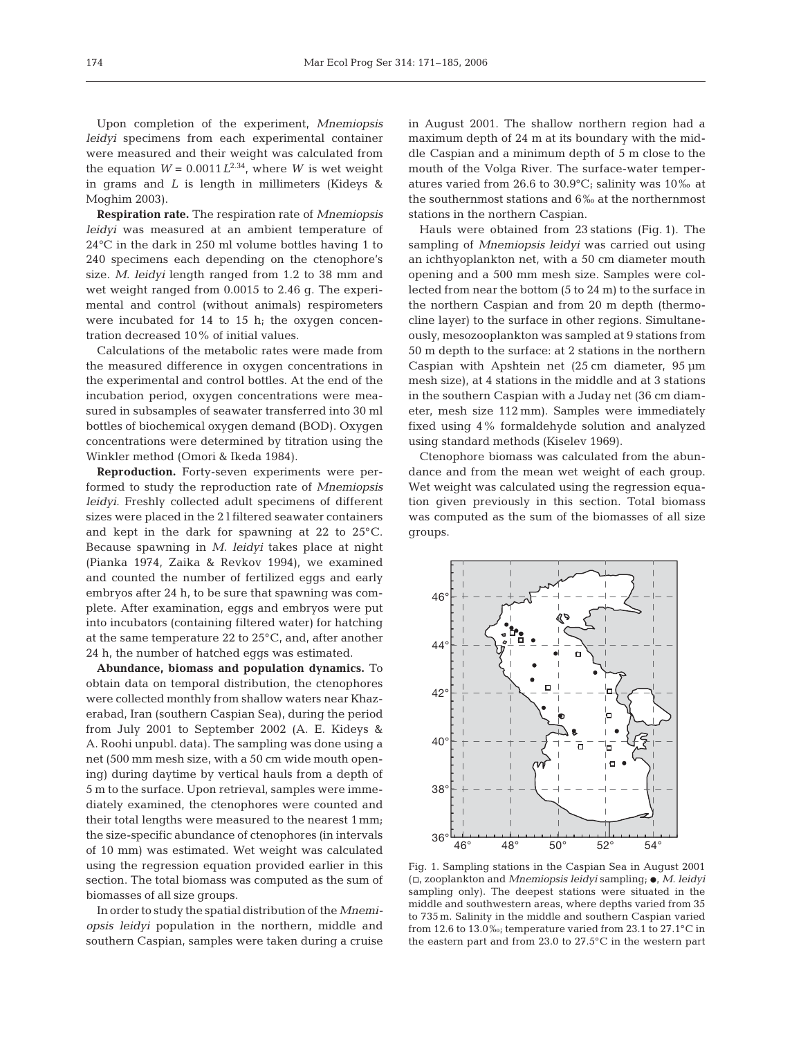Upon completion of the experiment, *Mnemiopsis leidyi* specimens from each experimental container were measured and their weight was calculated from the equation $W = 0.0011L^{2.34}$, where $W$ is wet weight in grams and $L$ is length in millimeters (Kideys & Moghim 2003).

**Respiration rate.** The respiration rate of *Mnemiopsis leidyi* was measured at an ambient temperature of 24°C in the dark in 250 ml volume bottles having 1 to 240 specimens each depending on the ctenophore's size. *M. leidyi* length ranged from 1.2 to 38 mm and wet weight ranged from 0.0015 to 2.46 g. The experimental and control (without animals) respirometers were incubated for 14 to 15 h; the oxygen concentration decreased 10% of initial values.

Calculations of the metabolic rates were made from the measured difference in oxygen concentrations in the experimental and control bottles. At the end of the incubation period, oxygen concentrations were measured in subsamples of seawater transferred into 30 ml bottles of biochemical oxygen demand (BOD). Oxygen concentrations were determined by titration using the Winkler method (Omori & Ikeda 1984).

**Reproduction.** Forty-seven experiments were performed to study the reproduction rate of *Mnemiopsis leidyi.* Freshly collected adult specimens of different sizes were placed in the 2 l filtered seawater containers and kept in the dark for spawning at 22 to 25°C. Because spawning in *M. leidyi* takes place at night (Pianka 1974, Zaika & Revkov 1994), we examined and counted the number of fertilized eggs and early embryos after 24 h, to be sure that spawning was complete. After examination, eggs and embryos were put into incubators (containing filtered water) for hatching at the same temperature 22 to 25°C, and, after another 24 h, the number of hatched eggs was estimated.

**Abundance, biomass and population dynamics.** To obtain data on temporal distribution, the ctenophores were collected monthly from shallow waters near Khazerabad, Iran (southern Caspian Sea), during the period from July 2001 to September 2002 (A. E. Kideys & A. Roohi unpubl. data). The sampling was done using a net (500 mm mesh size, with a 50 cm wide mouth opening) during daytime by vertical hauls from a depth of 5 m to the surface. Upon retrieval, samples were immediately examined, the ctenophores were counted and their total lengths were measured to the nearest 1 mm; the size-specific abundance of ctenophores (in intervals of 10 mm) was estimated. Wet weight was calculated using the regression equation provided earlier in this section. The total biomass was computed as the sum of biomasses of all size groups.

In order to study the spatial distribution of the *Mnemiopsis leidyi* population in the northern, middle and southern Caspian, samples were taken during a cruise in August 2001. The shallow northern region had a maximum depth of 24 m at its boundary with the middle Caspian and a minimum depth of 5 m close to the mouth of the Volga River. The surface-water temperatures varied from 26.6 to 30.9°C; salinity was 10‰ at the southernmost stations and 6‰ at the northernmost stations in the northern Caspian.

Hauls were obtained from 23 stations (Fig. 1). The sampling of *Mnemiopsis leidyi* was carried out using an ichthyoplankton net, with a 50 cm diameter mouth opening and a 500 mm mesh size. Samples were collected from near the bottom (5 to 24 m) to the surface in the northern Caspian and from 20 m depth (thermocline layer) to the surface in other regions. Simultaneously, mesozooplankton was sampled at 9 stations from 50 m depth to the surface: at 2 stations in the northern Caspian with Apshtein net (25 cm diameter, 95 µm mesh size), at 4 stations in the middle and at 3 stations in the southern Caspian with a Juday net (36 cm diameter, mesh size 112 mm). Samples were immediately fixed using 4% formaldehyde solution and analyzed using standard methods (Kiselev 1969).

Ctenophore biomass was calculated from the abundance and from the mean wet weight of each group. Wet weight was calculated using the regression equation given previously in this section. Total biomass was computed as the sum of the biomasses of all size groups.

Fig. 1. Sampling stations in the Caspian Sea in August 2001 (□, zooplankton and *Mnemiopsis leidyi* sampling; ●, *M. leidyi* sampling only). The deepest stations were situated in the middle and southwestern areas, where depths varied from 35 to 735 m. Salinity in the middle and southern Caspian varied from 12.6 to 13.0‰; temperature varied from 23.1 to 27.1°C in the eastern part and from 23.0 to 27.5°C in the western part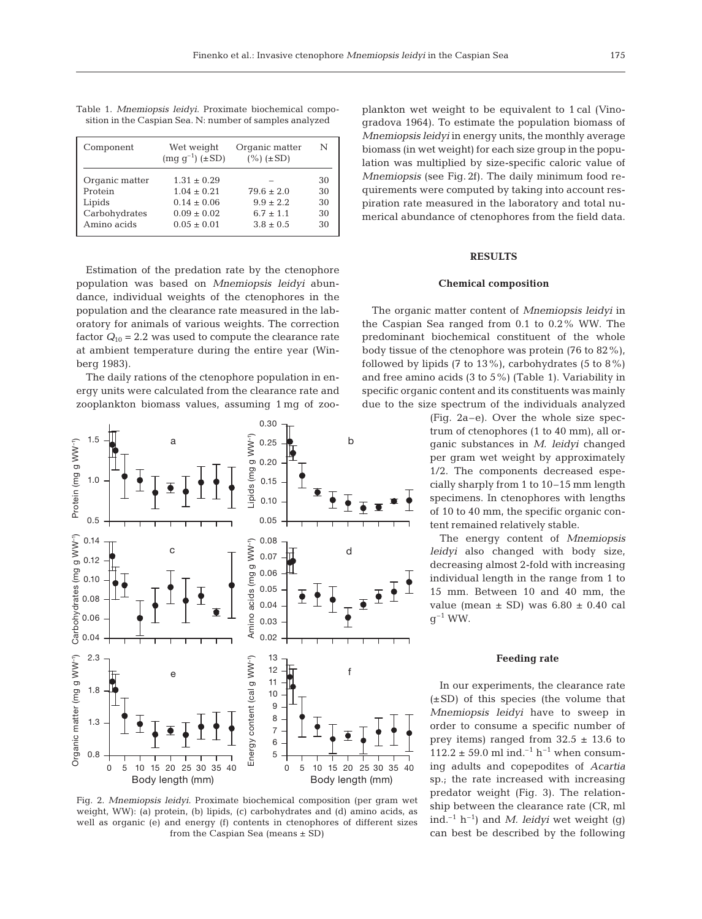Table 1. *Mnemiopsis leidyi*. Proximate biochemical composition in the Caspian Sea. N: number of samples analyzed

| Component | Wet weight (mg $g^{-1}$) (±SD) | Organic matter (%) (±SD) | N |
|---|---|---|---|
| Organic matter | 1.31 ± 0.29 | – | 30 |
| Protein | 1.04 ± 0.21 | 79.6 ± 2.0 | 30 |
| Lipids | 0.14 ± 0.06 | 9.9 ± 2.2 | 30 |
| Carbohydrates | 0.09 ± 0.02 | 6.7 ± 1.1 | 30 |
| Amino acids | 0.05 ± 0.01 | 3.8 ± 0.5 | 30 |

Estimation of the predation rate by the ctenophore population was based on *Mnemiopsis leidyi* abundance, individual weights of the ctenophores in the population and the clearance rate measured in the laboratory for animals of various weights. The correction factor $Q_{10}$ = 2.2 was used to compute the clearance rate at ambient temperature during the entire year (Winberg 1983).

The daily rations of the ctenophore population in energy units were calculated from the clearance rate and zooplankton biomass values, assuming 1 mg of zooplankton wet weight to be equivalent to 1 cal (Vinogradova 1964). To estimate the population biomass of *Mnemiopsis leidyi* in energy units, the monthly average biomass (in wet weight) for each size group in the population was multiplied by size-specific caloric value of *Mnemiopsis* (see Fig. 2f). The daily minimum food requirements were computed by taking into account respiration rate measured in the laboratory and total numerical abundance of ctenophores from the field data.

Fig. 2. *Mnemiopsis leidyi*. Proximate biochemical composition (per gram wet weight, WW): (a) protein, (b) lipids, (c) carbohydrates and (d) amino acids, as well as organic (e) and energy (f) contents in ctenophores of different sizes from the Caspian Sea (means ± SD)

## RESULTS

### Chemical composition

The organic matter content of *Mnemiopsis leidyi* in the Caspian Sea ranged from 0.1 to 0.2% WW. The predominant biochemical constituent of the whole body tissue of the ctenophore was protein (76 to 82%), followed by lipids (7 to 13%), carbohydrates (5 to 8%) and free amino acids (3 to 5%) (Table 1). Variability in specific organic content and its constituents was mainly due to the size spectrum of the individuals analyzed (Fig. 2a–e). Over the whole size spectrum of ctenophores (1 to 40 mm), all organic substances in *M. leidyi* changed per gram wet weight by approximately 1/2. The components decreased especially sharply from 1 to 10–15 mm length specimens. In ctenophores with lengths of 10 to 40 mm, the specific organic content remained relatively stable.

The energy content of *Mnemiopsis leidyi* also changed with body size, decreasing almost 2-fold with increasing individual length in the range from 1 to 15 mm. Between 10 and 40 mm, the value (mean ± SD) was 6.80 ± 0.40 cal $g^{-1}$ WW.

### Feeding rate

In our experiments, the clearance rate (±SD) of this species (the volume that *Mnemiopsis leidyi* have to sweep in order to consume a specific number of prey items) ranged from 32.5 ± 13.6 to 112.2 ± 59.0 ml ind.$^{-1}$ h$^{-1}$ when consuming adults and copepodites of *Acartia* sp.; the rate increased with increasing predator weight (Fig. 3). The relationship between the clearance rate (CR, ml ind.$^{-1}$ h$^{-1}$) and *M. leidyi* wet weight (g) can best be described by the following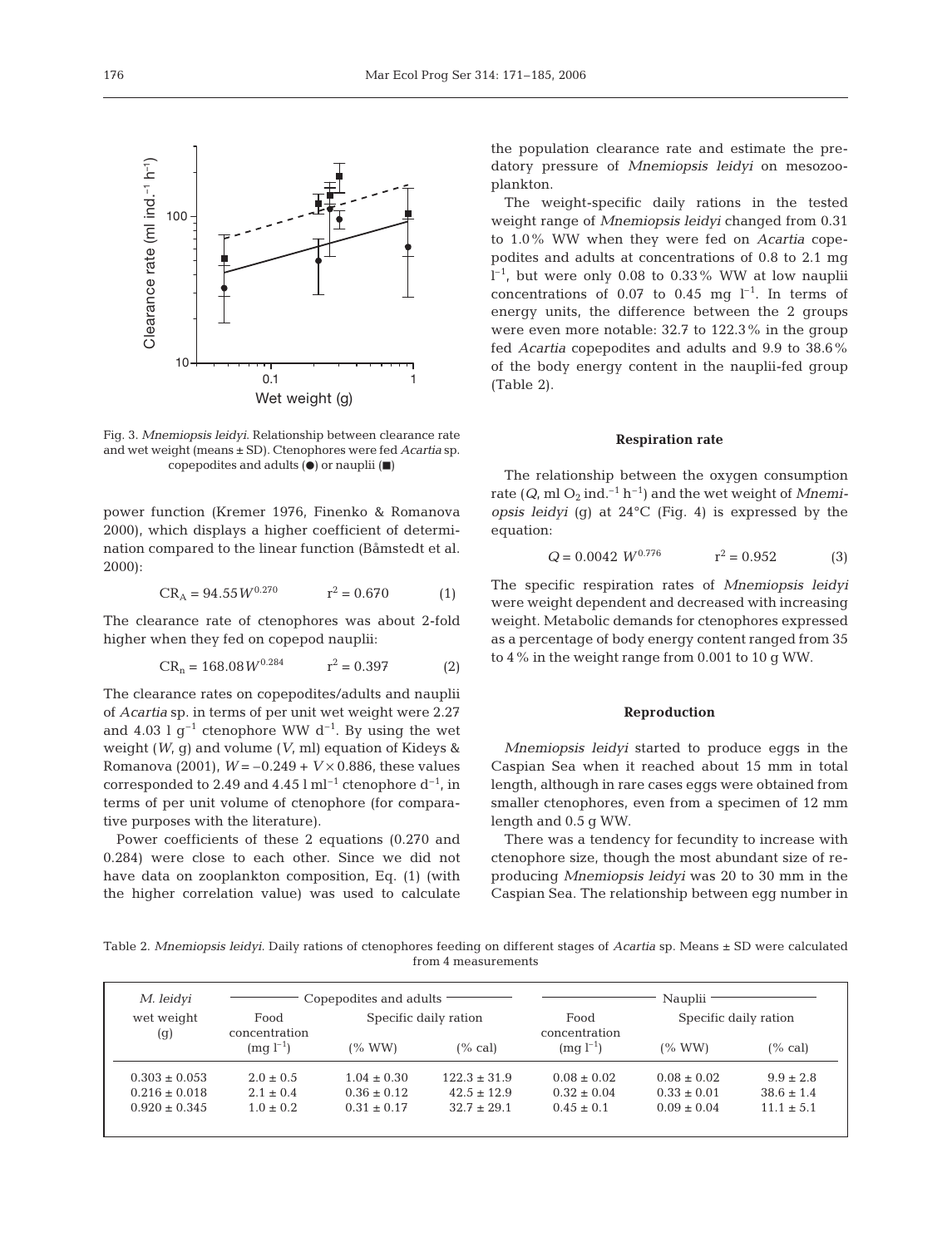Fig. 3. *Mnemiopsis leidyi*. Relationship between clearance rate and wet weight (means ± SD). Ctenophores were fed *Acartia* sp. copepodites and adults (●) or nauplii (■)

power function (Kremer 1976, Finenko & Romanova 2000), which displays a higher coefficient of determination compared to the linear function (Båmstedt et al. 2000):

$$CR_A = 94.55W^{0.270} \qquad r^2 = 0.670 \qquad (1)$$

The clearance rate of ctenophores was about 2-fold higher when they fed on copepod nauplii:

$$CR_n = 168.08W^{0.284} \qquad r^2 = 0.397 \qquad (2)$$

The clearance rates on copepodites/adults and nauplii of *Acartia* sp. in terms of per unit wet weight were 2.27 and 4.03 l $g^{-1}$ ctenophore WW $d^{-1}$. By using the wet weight ($W$, g) and volume ($V$, ml) equation of Kideys & Romanova (2001), $W = -0.249 + V \times 0.886$, these values corresponded to 2.49 and 4.45 l $ml^{-1}$ ctenophore $d^{-1}$, in terms of per unit volume of ctenophore (for comparative purposes with the literature).

Power coefficients of these 2 equations (0.270 and 0.284) were close to each other. Since we did not have data on zooplankton composition, Eq. (1) (with the higher correlation value) was used to calculate the population clearance rate and estimate the predatory pressure of *Mnemiopsis leidyi* on mesozooplankton.

The weight-specific daily rations in the tested weight range of *Mnemiopsis leidyi* changed from 0.31 to 1.0% WW when they were fed on *Acartia* copepodites and adults at concentrations of 0.8 to 2.1 mg $l^{-1}$, but were only 0.08 to 0.33% WW at low nauplii concentrations of 0.07 to 0.45 mg $l^{-1}$. In terms of energy units, the difference between the 2 groups were even more notable: 32.7 to 122.3% in the group fed *Acartia* copepodites and adults and 9.9 to 38.6% of the body energy content in the nauplii-fed group (Table 2).

### Respiration rate

The relationship between the oxygen consumption rate ($Q$, ml $O_2$ ind.$^{-1}$ $h^{-1}$) and the wet weight of *Mnemiopsis leidyi* (g) at 24°C (Fig. 4) is expressed by the equation:

$$Q = 0.0042\ W^{0.776} \qquad r^2 = 0.952 \qquad (3)$$

The specific respiration rates of *Mnemiopsis leidyi* were weight dependent and decreased with increasing weight. Metabolic demands for ctenophores expressed as a percentage of body energy content ranged from 35 to 4% in the weight range from 0.001 to 10 g WW.

### Reproduction

*Mnemiopsis leidyi* started to produce eggs in the Caspian Sea when it reached about 15 mm in total length, although in rare cases eggs were obtained from smaller ctenophores, even from a specimen of 12 mm length and 0.5 g WW.

There was a tendency for fecundity to increase with ctenophore size, though the most abundant size of reproducing *Mnemiopsis leidyi* was 20 to 30 mm in the Caspian Sea. The relationship between egg number in

Table 2. *Mnemiopsis leidyi*. Daily rations of ctenophores feeding on different stages of *Acartia* sp. Means ± SD were calculated from 4 measurements

| *M. leidyi* wet weight (g) | Copepodites and adults | | | Nauplii | | |
|---|---|---|---|---|---|---|
| | Food concentration ($mg\ l^{-1}$) | Specific daily ration (% WW) | Specific daily ration (% cal) | Food concentration ($mg\ l^{-1}$) | Specific daily ration (% WW) | Specific daily ration (% cal) |
| 0.303 ± 0.053 | 2.0 ± 0.5 | 1.04 ± 0.30 | 122.3 ± 31.9 | 0.08 ± 0.02 | 0.08 ± 0.02 | 9.9 ± 2.8 |
| 0.216 ± 0.018 | 2.1 ± 0.4 | 0.36 ± 0.12 | 42.5 ± 12.9 | 0.32 ± 0.04 | 0.33 ± 0.01 | 38.6 ± 1.4 |
| 0.920 ± 0.345 | 1.0 ± 0.2 | 0.31 ± 0.17 | 32.7 ± 29.1 | 0.45 ± 0.1 | 0.09 ± 0.04 | 11.1 ± 5.1 |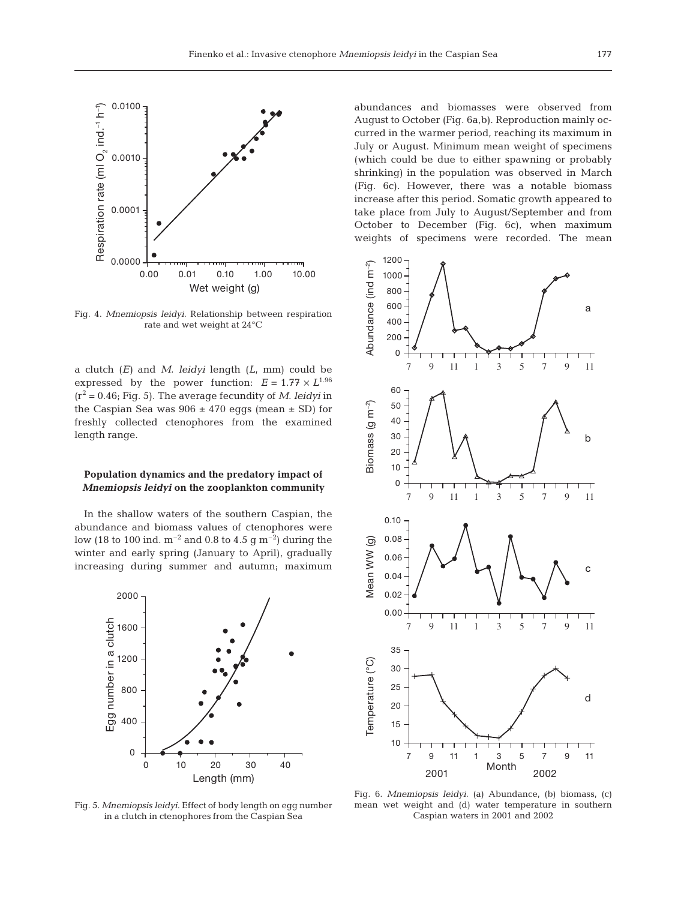Fig. 4. *Mnemiopsis leidyi*. Relationship between respiration rate and wet weight at 24°C

a clutch ($E$) and *M. leidyi* length ($L$, mm) could be expressed by the power function: $E = 1.77 \times L^{1.96}$ ($r^2 = 0.46$; Fig. 5). The average fecundity of *M. leidyi* in the Caspian Sea was 906 ± 470 eggs (mean ± SD) for freshly collected ctenophores from the examined length range.

**Population dynamics and the predatory impact of *Mnemiopsis leidyi* on the zooplankton community**

In the shallow waters of the southern Caspian, the abundance and biomass values of ctenophores were low (18 to 100 ind. $m^{-2}$ and 0.8 to 4.5 g $m^{-2}$) during the winter and early spring (January to April), gradually increasing during summer and autumn; maximum abundances and biomasses were observed from August to October (Fig. 6a,b). Reproduction mainly occurred in the warmer period, reaching its maximum in July or August. Minimum mean weight of specimens (which could be due to either spawning or probably shrinking) in the population was observed in March (Fig. 6c). However, there was a notable biomass increase after this period. Somatic growth appeared to take place from July to August/September and from October to December (Fig. 6c), when maximum weights of specimens were recorded. The mean

Fig. 5. *Mnemiopsis leidyi*. Effect of body length on egg number in a clutch in ctenophores from the Caspian Sea

Fig. 6. *Mnemiopsis leidyi*. (a) Abundance, (b) biomass, (c) mean wet weight and (d) water temperature in southern Caspian waters in 2001 and 2002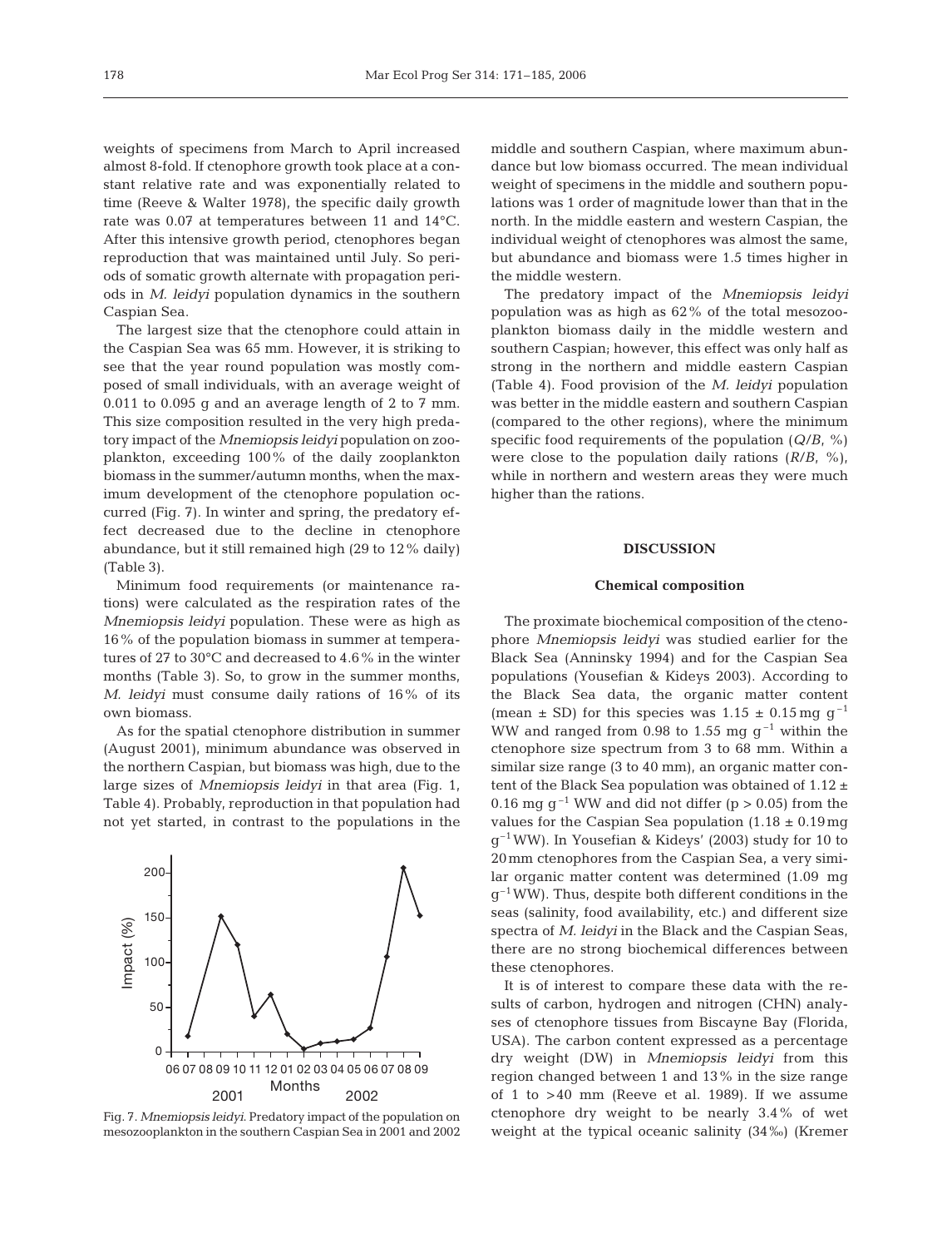weights of specimens from March to April increased almost 8-fold. If ctenophore growth took place at a constant relative rate and was exponentially related to time (Reeve & Walter 1978), the specific daily growth rate was 0.07 at temperatures between 11 and 14°C. After this intensive growth period, ctenophores began reproduction that was maintained until July. So periods of somatic growth alternate with propagation periods in *M. leidyi* population dynamics in the southern Caspian Sea.

The largest size that the ctenophore could attain in the Caspian Sea was 65 mm. However, it is striking to see that the year round population was mostly composed of small individuals, with an average weight of 0.011 to 0.095 g and an average length of 2 to 7 mm. This size composition resulted in the very high predatory impact of the *Mnemiopsis leidyi* population on zooplankton, exceeding 100% of the daily zooplankton biomass in the summer/autumn months, when the maximum development of the ctenophore population occurred (Fig. 7). In winter and spring, the predatory effect decreased due to the decline in ctenophore abundance, but it still remained high (29 to 12% daily) (Table 3).

Minimum food requirements (or maintenance rations) were calculated as the respiration rates of the *Mnemiopsis leidyi* population. These were as high as 16% of the population biomass in summer at temperatures of 27 to 30°C and decreased to 4.6% in the winter months (Table 3). So, to grow in the summer months, *M. leidyi* must consume daily rations of 16% of its own biomass.

As for the spatial ctenophore distribution in summer (August 2001), minimum abundance was observed in the northern Caspian, but biomass was high, due to the large sizes of *Mnemiopsis leidyi* in that area (Fig. 1, Table 4). Probably, reproduction in that population had not yet started, in contrast to the populations in the middle and southern Caspian, where maximum abundance but low biomass occurred. The mean individual weight of specimens in the middle and southern populations was 1 order of magnitude lower than that in the north. In the middle eastern and western Caspian, the individual weight of ctenophores was almost the same, but abundance and biomass were 1.5 times higher in the middle western.

Fig. 7. *Mnemiopsis leidyi*. Predatory impact of the population on mesozooplankton in the southern Caspian Sea in 2001 and 2002

The predatory impact of the *Mnemiopsis leidyi* population was as high as 62% of the total mesozooplankton biomass daily in the middle western and southern Caspian; however, this effect was only half as strong in the northern and middle eastern Caspian (Table 4). Food provision of the *M. leidyi* population was better in the middle eastern and southern Caspian (compared to the other regions), where the minimum specific food requirements of the population ($Q/B$, %) were close to the population daily rations ($R/B$, %), while in northern and western areas they were much higher than the rations.

## DISCUSSION

### Chemical composition

The proximate biochemical composition of the ctenophore *Mnemiopsis leidyi* was studied earlier for the Black Sea (Anninsky 1994) and for the Caspian Sea populations (Yousefian & Kideys 2003). According to the Black Sea data, the organic matter content (mean ± SD) for this species was 1.15 ± 0.15 mg $g^{-1}$ WW and ranged from 0.98 to 1.55 mg $g^{-1}$ within the ctenophore size spectrum from 3 to 68 mm. Within a similar size range (3 to 40 mm), an organic matter content of the Black Sea population was obtained of 1.12 ± 0.16 mg $g^{-1}$ WW and did not differ ($p > 0.05$) from the values for the Caspian Sea population (1.18 ± 0.19 mg $g^{-1}$ WW). In Yousefian & Kideys' (2003) study for 10 to 20 mm ctenophores from the Caspian Sea, a very similar organic matter content was determined (1.09 mg $g^{-1}$ WW). Thus, despite both different conditions in the seas (salinity, food availability, etc.) and different size spectra of *M. leidyi* in the Black and the Caspian Seas, there are no strong biochemical differences between these ctenophores.

It is of interest to compare these data with the results of carbon, hydrogen and nitrogen (CHN) analyses of ctenophore tissues from Biscayne Bay (Florida, USA). The carbon content expressed as a percentage dry weight (DW) in *Mnemiopsis leidyi* from this region changed between 1 and 13% in the size range of 1 to >40 mm (Reeve et al. 1989). If we assume ctenophore dry weight to be nearly 3.4% of wet weight at the typical oceanic salinity (34‰) (Kremer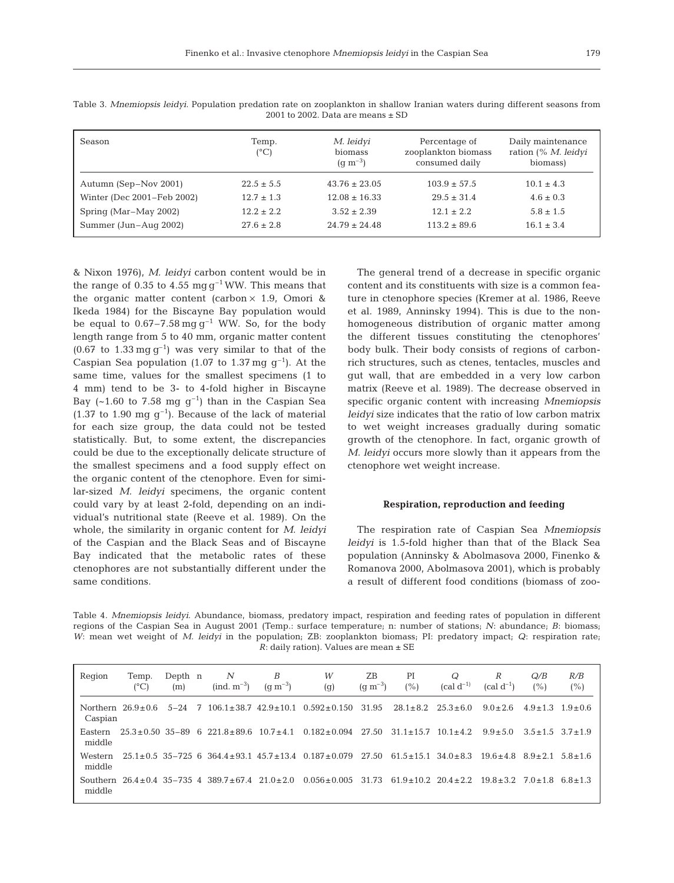Table 3. *Mnemiopsis leidyi*. Population predation rate on zooplankton in shallow Iranian waters during different seasons from 2001 to 2002. Data are means ± SD

| Season | Temp. (°C) | *M. leidyi* biomass ($g\ m^{-3}$) | Percentage of zooplankton biomass consumed daily | Daily maintenance ration (% *M. leidyi* biomass) |
|---|---|---|---|---|
| Autumn (Sep–Nov 2001) | 22.5 ± 5.5 | 43.76 ± 23.05 | 103.9 ± 57.5 | 10.1 ± 4.3 |
| Winter (Dec 2001–Feb 2002) | 12.7 ± 1.3 | 12.08 ± 16.33 | 29.5 ± 31.4 | 4.6 ± 0.3 |
| Spring (Mar–May 2002) | 12.2 ± 2.2 | 3.52 ± 2.39 | 12.1 ± 2.2 | 5.8 ± 1.5 |
| Summer (Jun–Aug 2002) | 27.6 ± 2.8 | 24.79 ± 24.48 | 113.2 ± 89.6 | 16.1 ± 3.4 |

& Nixon 1976), *M. leidyi* carbon content would be in the range of 0.35 to 4.55 $mg\ g^{-1}$ WW. This means that the organic matter content (carbon × 1.9, Omori & Ikeda 1984) for the Biscayne Bay population would be equal to 0.67–7.58 $mg\ g^{-1}$ WW. So, for the body length range from 5 to 40 mm, organic matter content (0.67 to 1.33 $mg\ g^{-1}$) was very similar to that of the Caspian Sea population (1.07 to 1.37 $mg\ g^{-1}$). At the same time, values for the smallest specimens (1 to 4 mm) tend to be 3- to 4-fold higher in Biscayne Bay (~1.60 to 7.58 $mg\ g^{-1}$) than in the Caspian Sea (1.37 to 1.90 $mg\ g^{-1}$). Because of the lack of material for each size group, the data could not be tested statistically. But, to some extent, the discrepancies could be due to the exceptionally delicate structure of the smallest specimens and a food supply effect on the organic content of the ctenophore. Even for similar-sized *M. leidyi* specimens, the organic content could vary by at least 2-fold, depending on an individual's nutritional state (Reeve et al. 1989). On the whole, the similarity in organic content for *M. leidyi* of the Caspian and the Black Seas and of Biscayne Bay indicated that the metabolic rates of these ctenophores are not substantially different under the same conditions.

The general trend of a decrease in specific organic content and its constituents with size is a common feature in ctenophore species (Kremer at al. 1986, Reeve et al. 1989, Anninsky 1994). This is due to the non-homogeneous distribution of organic matter among the different tissues constituting the ctenophores' body bulk. Their body consists of regions of carbon-rich structures, such as ctenes, tentacles, muscles and gut wall, that are embedded in a very low carbon matrix (Reeve et al. 1989). The decrease observed in specific organic content with increasing *Mnemiopsis leidyi* size indicates that the ratio of low carbon matrix to wet weight increases gradually during somatic growth of the ctenophore. In fact, organic growth of *M. leidyi* occurs more slowly than it appears from the ctenophore wet weight increase.

### Respiration, reproduction and feeding

The respiration rate of Caspian Sea *Mnemiopsis leidyi* is 1.5-fold higher than that of the Black Sea population (Anninsky & Abolmasova 2000, Finenko & Romanova 2000, Abolmasova 2001), which is probably a result of different food conditions (biomass of zoo-

Table 4. *Mnemiopsis leidyi*. Abundance, biomass, predatory impact, respiration and feeding rates of population in different regions of the Caspian Sea in August 2001 (Temp.: surface temperature; n: number of stations; *N*: abundance; *B*: biomass; *W*: mean wet weight of *M. leidyi* in the population; ZB: zooplankton biomass; PI: predatory impact; *Q*: respiration rate; *R*: daily ration). Values are mean ± SE

| Region | Temp. (°C) | Depth (m) | n | *N* (ind. $m^{-3}$) | *B* ($g\ m^{-3}$) | *W* (g) | ZB ($g\ m^{-3}$) | PI (%) | *Q* (cal $d^{-1}$) | *R* (cal $d^{-1}$) | *Q/B* (%) | *R/B* (%) |
|---|---|---|---|---|---|---|---|---|---|---|---|---|
| Northern Caspian | 26.9±0.6 | 5–24 | 7 | 106.1±38.7 | 42.9±10.1 | 0.592±0.150 | 31.95 | 28.1±8.2 | 25.3±6.0 | 9.0±2.6 | 4.9±1.3 | 1.9±0.6 |
| Eastern middle | 25.3±0.50 | 35–89 | 6 | 221.8±89.6 | 10.7±4.1 | 0.182±0.094 | 27.50 | 31.1±15.7 | 10.1±4.2 | 9.9±5.0 | 3.5±1.5 | 3.7±1.9 |
| Western middle | 25.1±0.5 | 35–725 | 6 | 364.4±93.1 | 45.7±13.4 | 0.187±0.079 | 27.50 | 61.5±15.1 | 34.0±8.3 | 19.6±4.8 | 8.9±2.1 | 5.8±1.6 |
| Southern middle | 26.4±0.4 | 35–735 | 4 | 389.7±67.4 | 21.0±2.0 | 0.056±0.005 | 31.73 | 61.9±10.2 | 20.4±2.2 | 19.8±3.2 | 7.0±1.8 | 6.8±1.3 |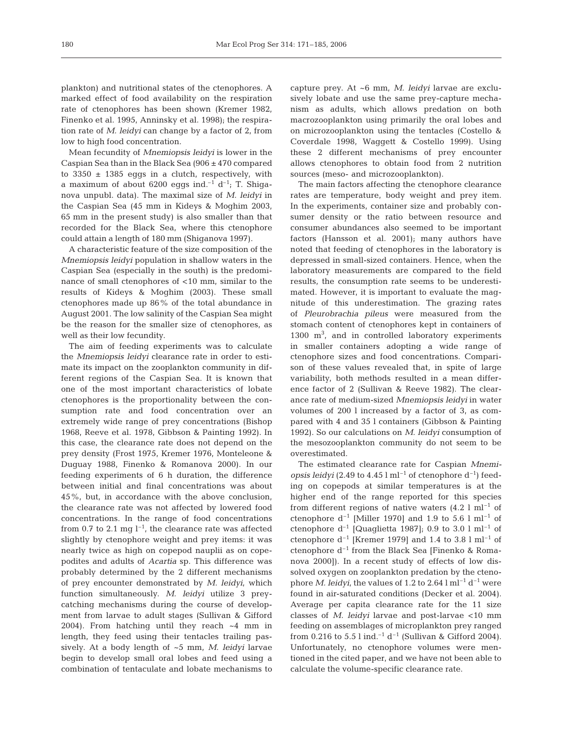plankton) and nutritional states of the ctenophores. A marked effect of food availability on the respiration rate of ctenophores has been shown (Kremer 1982, Finenko et al. 1995, Anninsky et al. 1998); the respiration rate of *M. leidyi* can change by a factor of 2, from low to high food concentration.

Mean fecundity of *Mnemiopsis leidyi* is lower in the Caspian Sea than in the Black Sea (906 ± 470 compared to 3350 ± 1385 eggs in a clutch, respectively, with a maximum of about 6200 eggs ind.$^{-1}$ d$^{-1}$; T. Shiganova unpubl. data). The maximal size of *M. leidyi* in the Caspian Sea (45 mm in Kideys & Moghim 2003, 65 mm in the present study) is also smaller than that recorded for the Black Sea, where this ctenophore could attain a length of 180 mm (Shiganova 1997).

A characteristic feature of the size composition of the *Mnemiopsis leidyi* population in shallow waters in the Caspian Sea (especially in the south) is the predominance of small ctenophores of <10 mm, similar to the results of Kideys & Moghim (2003). These small ctenophores made up 86% of the total abundance in August 2001. The low salinity of the Caspian Sea might be the reason for the smaller size of ctenophores, as well as their low fecundity.

The aim of feeding experiments was to calculate the *Mnemiopsis leidyi* clearance rate in order to estimate its impact on the zooplankton community in different regions of the Caspian Sea. It is known that one of the most important characteristics of lobate ctenophores is the proportionality between the consumption rate and food concentration over an extremely wide range of prey concentrations (Bishop 1968, Reeve et al. 1978, Gibbson & Painting 1992). In this case, the clearance rate does not depend on the prey density (Frost 1975, Kremer 1976, Monteleone & Duguay 1988, Finenko & Romanova 2000). In our feeding experiments of 6 h duration, the difference between initial and final concentrations was about 45%, but, in accordance with the above conclusion, the clearance rate was not affected by lowered food concentrations. In the range of food concentrations from 0.7 to 2.1 mg l$^{-1}$, the clearance rate was affected slightly by ctenophore weight and prey items: it was nearly twice as high on copepod nauplii as on copepodites and adults of *Acartia* sp. This difference was probably determined by the 2 different mechanisms of prey encounter demonstrated by *M. leidyi*, which function simultaneously. *M. leidyi* utilize 3 prey-catching mechanisms during the course of development from larvae to adult stages (Sullivan & Gifford 2004). From hatching until they reach ~4 mm in length, they feed using their tentacles trailing passively. At a body length of ~5 mm, *M. leidyi* larvae begin to develop small oral lobes and feed using a combination of tentaculate and lobate mechanisms to capture prey. At ~6 mm, *M. leidyi* larvae are exclusively lobate and use the same prey-capture mechanism as adults, which allows predation on both macrozooplankton using primarily the oral lobes and on microzooplankton using the tentacles (Costello & Coverdale 1998, Waggett & Costello 1999). Using these 2 different mechanisms of prey encounter allows ctenophores to obtain food from 2 nutrition sources (meso- and microzooplankton).

The main factors affecting the ctenophore clearance rates are temperature, body weight and prey item. In the experiments, container size and probably consumer density or the ratio between resource and consumer abundances also seemed to be important factors (Hansson et al. 2001); many authors have noted that feeding of ctenophores in the laboratory is depressed in small-sized containers. Hence, when the laboratory measurements are compared to the field results, the consumption rate seems to be underestimated. However, it is important to evaluate the magnitude of this underestimation. The grazing rates of *Pleurobrachia pileus* were measured from the stomach content of ctenophores kept in containers of 1300 m$^3$, and in controlled laboratory experiments in smaller containers adopting a wide range of ctenophore sizes and food concentrations. Comparison of these values revealed that, in spite of large variability, both methods resulted in a mean difference factor of 2 (Sullivan & Reeve 1982). The clearance rate of medium-sized *Mnemiopsis leidyi* in water volumes of 200 l increased by a factor of 3, as compared with 4 and 35 l containers (Gibbson & Painting 1992). So our calculations on *M. leidyi* consumption of the mesozooplankton community do not seem to be overestimated.

The estimated clearance rate for Caspian *Mnemiopsis leidyi* (2.49 to 4.45 l ml$^{-1}$ of ctenophore d$^{-1}$) feeding on copepods at similar temperatures is at the higher end of the range reported for this species from different regions of native waters (4.2 l ml$^{-1}$ of ctenophore d$^{-1}$ [Miller 1970] and 1.9 to 5.6 l ml$^{-1}$ of ctenophore d$^{-1}$ [Quaglietta 1987]; 0.9 to 3.0 l ml$^{-1}$ of ctenophore d$^{-1}$ [Kremer 1979] and 1.4 to 3.8 l ml$^{-1}$ of ctenophore d$^{-1}$ from the Black Sea [Finenko & Romanova 2000]). In a recent study of effects of low dissolved oxygen on zooplankton predation by the ctenophore *M. leidyi*, the values of 1.2 to 2.64 l ml$^{-1}$ d$^{-1}$ were found in air-saturated conditions (Decker et al. 2004). Average per capita clearance rate for the 11 size classes of *M. leidyi* larvae and post-larvae <10 mm feeding on assemblages of microplankton prey ranged from 0.216 to 5.5 l ind.$^{-1}$ d$^{-1}$ (Sullivan & Gifford 2004). Unfortunately, no ctenophore volumes were mentioned in the cited paper, and we have not been able to calculate the volume-specific clearance rate.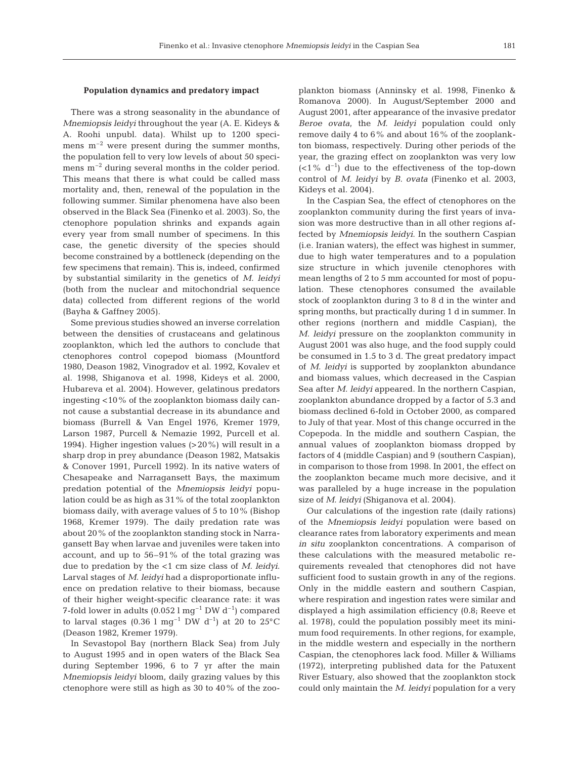### Population dynamics and predatory impact

There was a strong seasonality in the abundance of *Mnemiopsis leidyi* throughout the year (A. E. Kideys & A. Roohi unpubl. data). Whilst up to 1200 specimens $m^{-2}$ were present during the summer months, the population fell to very low levels of about 50 specimens $m^{-2}$ during several months in the colder period. This means that there is what could be called mass mortality and, then, renewal of the population in the following summer. Similar phenomena have also been observed in the Black Sea (Finenko et al. 2003). So, the ctenophore population shrinks and expands again every year from small number of specimens. In this case, the genetic diversity of the species should become constrained by a bottleneck (depending on the few specimens that remain). This is, indeed, confirmed by substantial similarity in the genetics of *M. leidyi* (both from the nuclear and mitochondrial sequence data) collected from different regions of the world (Bayha & Gaffney 2005).

Some previous studies showed an inverse correlation between the densities of crustaceans and gelatinous zooplankton, which led the authors to conclude that ctenophores control copepod biomass (Mountford 1980, Deason 1982, Vinogradov et al. 1992, Kovalev et al. 1998, Shiganova et al. 1998, Kideys et al. 2000, Hubareva et al. 2004). However, gelatinous predators ingesting <10% of the zooplankton biomass daily cannot cause a substantial decrease in its abundance and biomass (Burrell & Van Engel 1976, Kremer 1979, Larson 1987, Purcell & Nemazie 1992, Purcell et al. 1994). Higher ingestion values (>20%) will result in a sharp drop in prey abundance (Deason 1982, Matsakis & Conover 1991, Purcell 1992). In its native waters of Chesapeake and Narragansett Bays, the maximum predation potential of the *Mnemiopsis leidyi* population could be as high as 31% of the total zooplankton biomass daily, with average values of 5 to 10% (Bishop 1968, Kremer 1979). The daily predation rate was about 20% of the zooplankton standing stock in Narragansett Bay when larvae and juveniles were taken into account, and up to 56–91% of the total grazing was due to predation by the <1 cm size class of *M. leidyi*. Larval stages of *M. leidyi* had a disproportionate influence on predation relative to their biomass, because of their higher weight-specific clearance rate: it was 7-fold lower in adults ($0.052$ l $mg^{-1}$ DW $d^{-1}$) compared to larval stages ($0.36$ l $mg^{-1}$ DW $d^{-1}$) at 20 to 25°C (Deason 1982, Kremer 1979).

In Sevastopol Bay (northern Black Sea) from July to August 1995 and in open waters of the Black Sea during September 1996, 6 to 7 yr after the main *Mnemiopsis leidyi* bloom, daily grazing values by this ctenophore were still as high as 30 to 40% of the zooplankton biomass (Anninsky et al. 1998, Finenko & Romanova 2000). In August/September 2000 and August 2001, after appearance of the invasive predator *Beroe ovata*, the *M. leidyi* population could only remove daily 4 to 6% and about 16% of the zooplankton biomass, respectively. During other periods of the year, the grazing effect on zooplankton was very low (<1% $d^{-1}$) due to the effectiveness of the top-down control of *M. leidyi* by *B. ovata* (Finenko et al. 2003, Kideys et al. 2004).

In the Caspian Sea, the effect of ctenophores on the zooplankton community during the first years of invasion was more destructive than in all other regions affected by *Mnemiopsis leidyi*. In the southern Caspian (i.e. Iranian waters), the effect was highest in summer, due to high water temperatures and to a population size structure in which juvenile ctenophores with mean lengths of 2 to 5 mm accounted for most of population. These ctenophores consumed the available stock of zooplankton during 3 to 8 d in the winter and spring months, but practically during 1 d in summer. In other regions (northern and middle Caspian), the *M. leidyi* pressure on the zooplankton community in August 2001 was also huge, and the food supply could be consumed in 1.5 to 3 d. The great predatory impact of *M. leidyi* is supported by zooplankton abundance and biomass values, which decreased in the Caspian Sea after *M. leidyi* appeared. In the northern Caspian, zooplankton abundance dropped by a factor of 5.3 and biomass declined 6-fold in October 2000, as compared to July of that year. Most of this change occurred in the Copepoda. In the middle and southern Caspian, the annual values of zooplankton biomass dropped by factors of 4 (middle Caspian) and 9 (southern Caspian), in comparison to those from 1998. In 2001, the effect on the zooplankton became much more decisive, and it was paralleled by a huge increase in the population size of *M. leidyi* (Shiganova et al. 2004).

Our calculations of the ingestion rate (daily rations) of the *Mnemiopsis leidyi* population were based on clearance rates from laboratory experiments and mean *in situ* zooplankton concentrations. A comparison of these calculations with the measured metabolic requirements revealed that ctenophores did not have sufficient food to sustain growth in any of the regions. Only in the middle eastern and southern Caspian, where respiration and ingestion rates were similar and displayed a high assimilation efficiency (0.8; Reeve et al. 1978), could the population possibly meet its minimum food requirements. In other regions, for example, in the middle western and especially in the northern Caspian, the ctenophores lack food. Miller & Williams (1972), interpreting published data for the Patuxent River Estuary, also showed that the zooplankton stock could only maintain the *M. leidyi* population for a very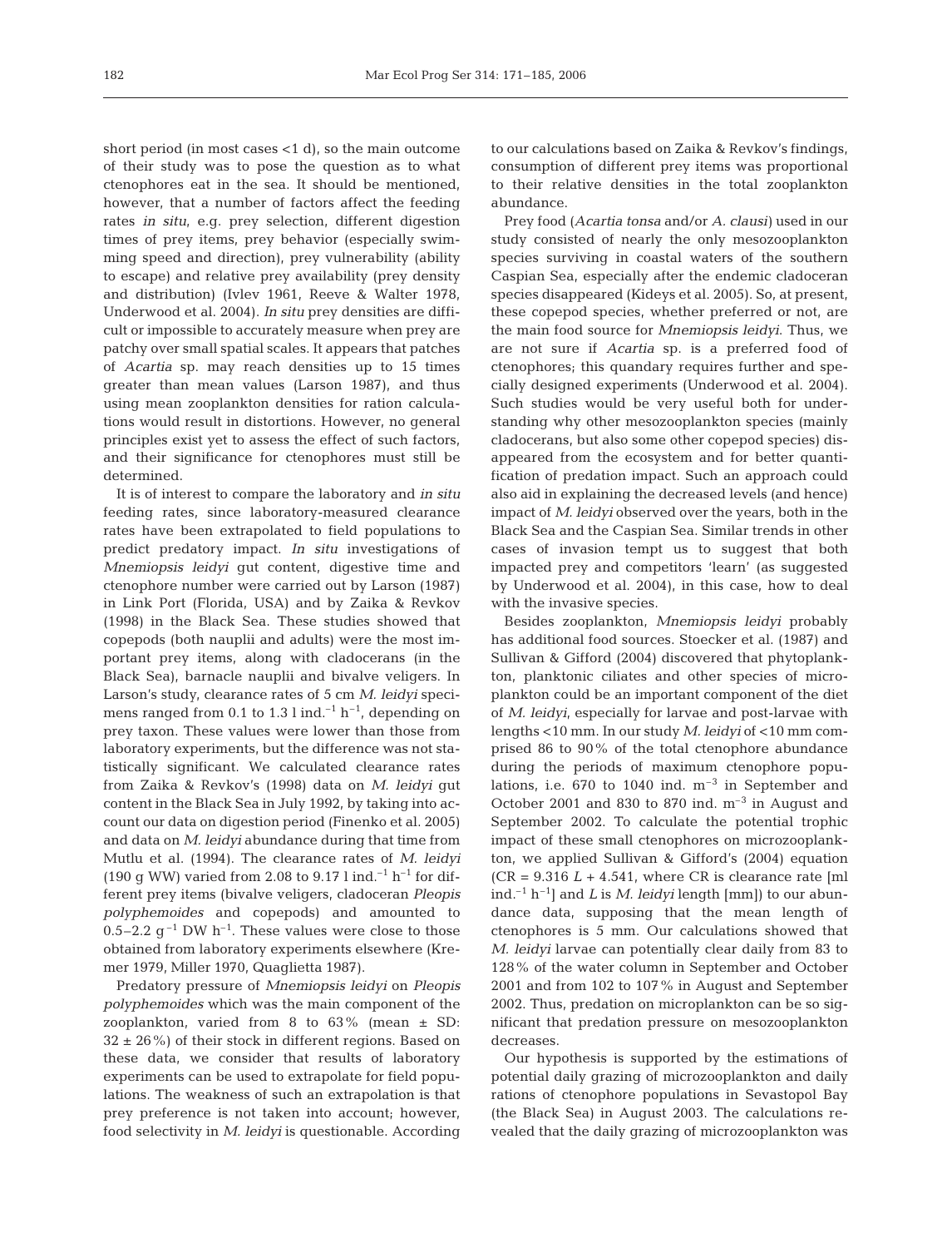short period (in most cases <1 d), so the main outcome of their study was to pose the question as to what ctenophores eat in the sea. It should be mentioned, however, that a number of factors affect the feeding rates *in situ*, e.g. prey selection, different digestion times of prey items, prey behavior (especially swimming speed and direction), prey vulnerability (ability to escape) and relative prey availability (prey density and distribution) (Ivlev 1961, Reeve & Walter 1978, Underwood et al. 2004). *In situ* prey densities are difficult or impossible to accurately measure when prey are patchy over small spatial scales. It appears that patches of *Acartia* sp. may reach densities up to 15 times greater than mean values (Larson 1987), and thus using mean zooplankton densities for ration calculations would result in distortions. However, no general principles exist yet to assess the effect of such factors, and their significance for ctenophores must still be determined.

It is of interest to compare the laboratory and *in situ* feeding rates, since laboratory-measured clearance rates have been extrapolated to field populations to predict predatory impact. *In situ* investigations of *Mnemiopsis leidyi* gut content, digestive time and ctenophore number were carried out by Larson (1987) in Link Port (Florida, USA) and by Zaika & Revkov (1998) in the Black Sea. These studies showed that copepods (both nauplii and adults) were the most important prey items, along with cladocerans (in the Black Sea), barnacle nauplii and bivalve veligers. In Larson's study, clearance rates of 5 cm *M. leidyi* specimens ranged from 0.1 to 1.3 l ind.$^{-1}$ h$^{-1}$, depending on prey taxon. These values were lower than those from laboratory experiments, but the difference was not statistically significant. We calculated clearance rates from Zaika & Revkov's (1998) data on *M. leidyi* gut content in the Black Sea in July 1992, by taking into account our data on digestion period (Finenko et al. 2005) and data on *M. leidyi* abundance during that time from Mutlu et al. (1994). The clearance rates of *M. leidyi* (190 g WW) varied from 2.08 to 9.17 l ind.$^{-1}$ h$^{-1}$ for different prey items (bivalve veligers, cladoceran *Pleopis polyphemoides* and copepods) and amounted to 0.5–2.2 g$^{-1}$ DW h$^{-1}$. These values were close to those obtained from laboratory experiments elsewhere (Kremer 1979, Miller 1970, Quaglietta 1987).

Predatory pressure of *Mnemiopsis leidyi* on *Pleopis polyphemoides* which was the main component of the zooplankton, varied from 8 to 63% (mean ± SD: 32 ± 26%) of their stock in different regions. Based on these data, we consider that results of laboratory experiments can be used to extrapolate for field populations. The weakness of such an extrapolation is that prey preference is not taken into account; however, food selectivity in *M. leidyi* is questionable. According to our calculations based on Zaika & Revkov's findings, consumption of different prey items was proportional to their relative densities in the total zooplankton abundance.

Prey food (*Acartia tonsa* and/or *A. clausi*) used in our study consisted of nearly the only mesozooplankton species surviving in coastal waters of the southern Caspian Sea, especially after the endemic cladoceran species disappeared (Kideys et al. 2005). So, at present, these copepod species, whether preferred or not, are the main food source for *Mnemiopsis leidyi*. Thus, we are not sure if *Acartia* sp. is a preferred food of ctenophores; this quandary requires further and specially designed experiments (Underwood et al. 2004). Such studies would be very useful both for understanding why other mesozooplankton species (mainly cladocerans, but also some other copepod species) disappeared from the ecosystem and for better quantification of predation impact. Such an approach could also aid in explaining the decreased levels (and hence) impact of *M. leidyi* observed over the years, both in the Black Sea and the Caspian Sea. Similar trends in other cases of invasion tempt us to suggest that both impacted prey and competitors 'learn' (as suggested by Underwood et al. 2004), in this case, how to deal with the invasive species.

Besides zooplankton, *Mnemiopsis leidyi* probably has additional food sources. Stoecker et al. (1987) and Sullivan & Gifford (2004) discovered that phytoplankton, planktonic ciliates and other species of microplankton could be an important component of the diet of *M. leidyi*, especially for larvae and post-larvae with lengths <10 mm. In our study *M. leidyi* of <10 mm comprised 86 to 90% of the total ctenophore abundance during the periods of maximum ctenophore populations, i.e. 670 to 1040 ind. m$^{-3}$ in September and October 2001 and 830 to 870 ind. m$^{-3}$ in August and September 2002. To calculate the potential trophic impact of these small ctenophores on microzooplankton, we applied Sullivan & Gifford's (2004) equation ($CR = 9.316\ L + 4.541$, where CR is clearance rate [ml ind.$^{-1}$ h$^{-1}$] and $L$ is *M. leidyi* length [mm]) to our abundance data, supposing that the mean length of ctenophores is 5 mm. Our calculations showed that *M. leidyi* larvae can potentially clear daily from 83 to 128% of the water column in September and October 2001 and from 102 to 107% in August and September 2002. Thus, predation on microplankton can be so significant that predation pressure on mesozooplankton decreases.

Our hypothesis is supported by the estimations of potential daily grazing of microzooplankton and daily rations of ctenophore populations in Sevastopol Bay (the Black Sea) in August 2003. The calculations revealed that the daily grazing of microzooplankton was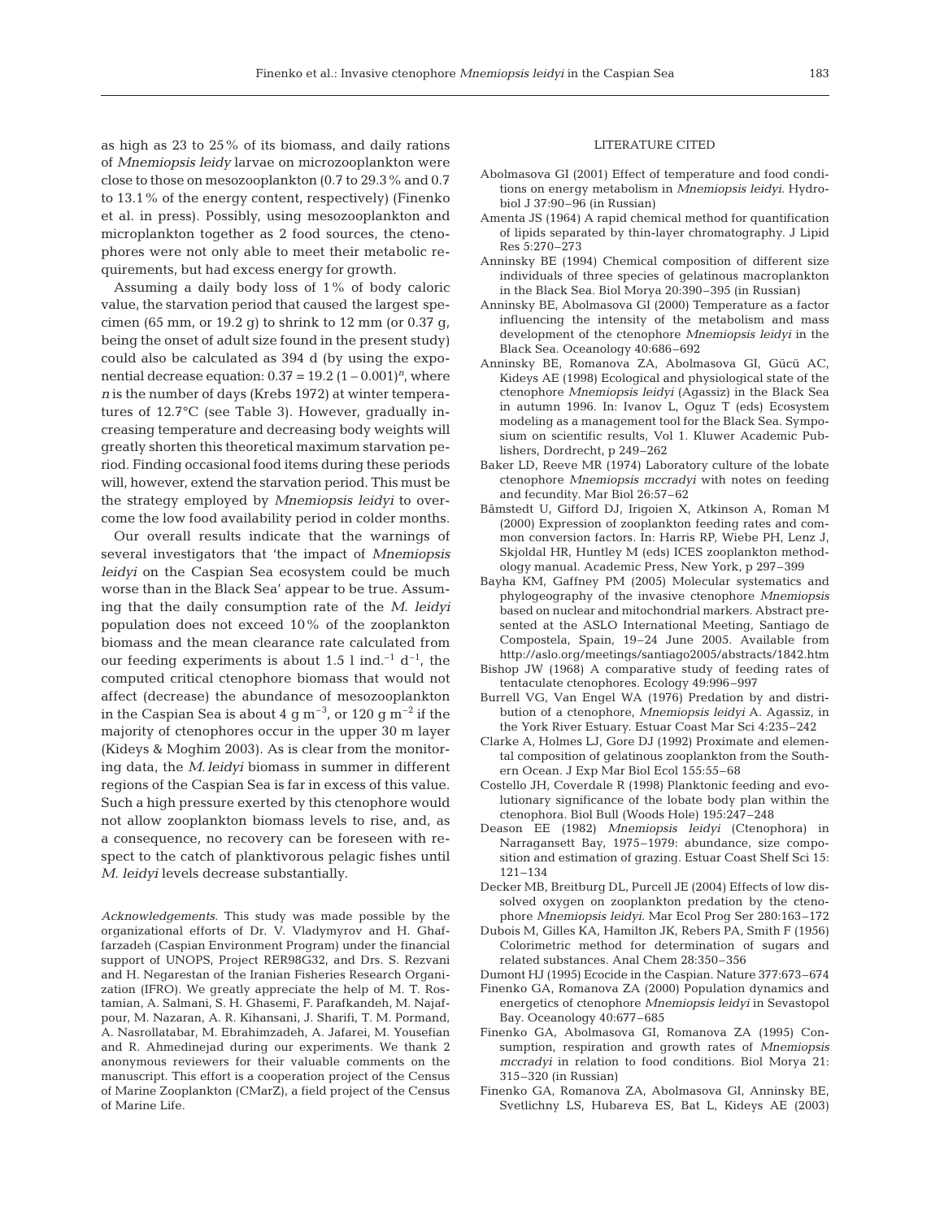as high as 23 to 25% of its biomass, and daily rations of *Mnemiopsis leidy* larvae on microzooplankton were close to those on mesozooplankton (0.7 to 29.3% and 0.7 to 13.1% of the energy content, respectively) (Finenko et al. in press). Possibly, using mesozooplankton and microplankton together as 2 food sources, the ctenophores were not only able to meet their metabolic requirements, but had excess energy for growth.

Assuming a daily body loss of 1% of body caloric value, the starvation period that caused the largest specimen (65 mm, or 19.2 g) to shrink to 12 mm (or 0.37 g, being the onset of adult size found in the present study) could also be calculated as 394 d (by using the exponential decrease equation: $0.37 = 19.2\,(1 - 0.001)^n$, where $n$ is the number of days (Krebs 1972) at winter temperatures of 12.7°C (see Table 3). However, gradually increasing temperature and decreasing body weights will greatly shorten this theoretical maximum starvation period. Finding occasional food items during these periods will, however, extend the starvation period. This must be the strategy employed by *Mnemiopsis leidyi* to overcome the low food availability period in colder months.

Our overall results indicate that the warnings of several investigators that 'the impact of *Mnemiopsis leidyi* on the Caspian Sea ecosystem could be much worse than in the Black Sea' appear to be true. Assuming that the daily consumption rate of the *M. leidyi* population does not exceed 10% of the zooplankton biomass and the mean clearance rate calculated from our feeding experiments is about 1.5 l ind.$^{-1}$ d$^{-1}$, the computed critical ctenophore biomass that would not affect (decrease) the abundance of mesozooplankton in the Caspian Sea is about 4 g m$^{-3}$, or 120 g m$^{-2}$ if the majority of ctenophores occur in the upper 30 m layer (Kideys & Moghim 2003). As is clear from the monitoring data, the *M. leidyi* biomass in summer in different regions of the Caspian Sea is far in excess of this value. Such a high pressure exerted by this ctenophore would not allow zooplankton biomass levels to rise, and, as a consequence, no recovery can be foreseen with respect to the catch of planktivorous pelagic fishes until *M. leidyi* levels decrease substantially.

*Acknowledgements.* This study was made possible by the organizational efforts of Dr. V. Vladymyrov and H. Ghaffarzadeh (Caspian Environment Program) under the financial support of UNOPS, Project RER98G32, and Drs. S. Rezvani and H. Negarestan of the Iranian Fisheries Research Organization (IFRO). We greatly appreciate the help of M. T. Rostamian, A. Salmani, S. H. Ghasemi, F. Parafkandeh, M. Najafpour, M. Nazaran, A. R. Kihansani, J. Sharifi, T. M. Pormand, A. Nasrollatabar, M. Ebrahimzadeh, A. Jafarei, M. Yousefian and R. Ahmedinejad during our experiments. We thank 2 anonymous reviewers for their valuable comments on the manuscript. This effort is a cooperation project of the Census of Marine Zooplankton (CMarZ), a field project of the Census of Marine Life.

## LITERATURE CITED

Abolmasova GI (2001) Effect of temperature and food conditions on energy metabolism in *Mnemiopsis leidyi*. Hydrobiol J 37:90–96 (in Russian)

Amenta JS (1964) A rapid chemical method for quantification of lipids separated by thin-layer chromatography. J Lipid Res 5:270–273

Anninsky BE (1994) Chemical composition of different size individuals of three species of gelatinous macroplankton in the Black Sea. Biol Morya 20:390–395 (in Russian)

Anninsky BE, Abolmasova GI (2000) Temperature as a factor influencing the intensity of the metabolism and mass development of the ctenophore *Mnemiopsis leidyi* in the Black Sea. Oceanology 40:686–692

Anninsky BE, Romanova ZA, Abolmasova GI, Gücü AC, Kideys AE (1998) Ecological and physiological state of the ctenophore *Mnemiopsis leidyi* (Agassiz) in the Black Sea in autumn 1996. In: Ivanov L, Oguz T (eds) Ecosystem modeling as a management tool for the Black Sea. Symposium on scientific results, Vol 1. Kluwer Academic Publishers, Dordrecht, p 249–262

Baker LD, Reeve MR (1974) Laboratory culture of the lobate ctenophore *Mnemiopsis mccradyi* with notes on feeding and fecundity. Mar Biol 26:57–62

Båmstedt U, Gifford DJ, Irigoien X, Atkinson A, Roman M (2000) Expression of zooplankton feeding rates and common conversion factors. In: Harris RP, Wiebe PH, Lenz J, Skjoldal HR, Huntley M (eds) ICES zooplankton methodology manual. Academic Press, New York, p 297–399

Bayha KM, Gaffney PM (2005) Molecular systematics and phylogeography of the invasive ctenophore *Mnemiopsis* based on nuclear and mitochondrial markers. Abstract presented at the ASLO International Meeting, Santiago de Compostela, Spain, 19–24 June 2005. Available from http://aslo.org/meetings/santiago2005/abstracts/1842.htm

Bishop JW (1968) A comparative study of feeding rates of tentaculate ctenophores. Ecology 49:996–997

Burrell VG, Van Engel WA (1976) Predation by and distribution of a ctenophore, *Mnemiopsis leidyi* A. Agassiz, in the York River Estuary. Estuar Coast Mar Sci 4:235–242

Clarke A, Holmes LJ, Gore DJ (1992) Proximate and elemental composition of gelatinous zooplankton from the Southern Ocean. J Exp Mar Biol Ecol 155:55–68

Costello JH, Coverdale R (1998) Planktonic feeding and evolutionary significance of the lobate body plan within the ctenophora. Biol Bull (Woods Hole) 195:247–248

Deason EE (1982) *Mnemiopsis leidyi* (Ctenophora) in Narragansett Bay, 1975–1979: abundance, size composition and estimation of grazing. Estuar Coast Shelf Sci 15: 121–134

Decker MB, Breitburg DL, Purcell JE (2004) Effects of low dissolved oxygen on zooplankton predation by the ctenophore *Mnemiopsis leidyi*. Mar Ecol Prog Ser 280:163–172

Dubois M, Gilles KA, Hamilton JK, Rebers PA, Smith F (1956) Colorimetric method for determination of sugars and related substances. Anal Chem 28:350–356

Dumont HJ (1995) Ecocide in the Caspian. Nature 377:673–674

Finenko GA, Romanova ZA (2000) Population dynamics and energetics of ctenophore *Mnemiopsis leidyi* in Sevastopol Bay. Oceanology 40:677–685

Finenko GA, Abolmasova GI, Romanova ZA (1995) Consumption, respiration and growth rates of *Mnemiopsis mccradyi* in relation to food conditions. Biol Morya 21: 315–320 (in Russian)

Finenko GA, Romanova ZA, Abolmasova GI, Anninsky BE, Svetlichny LS, Hubareva ES, Bat L, Kideys AE (2003)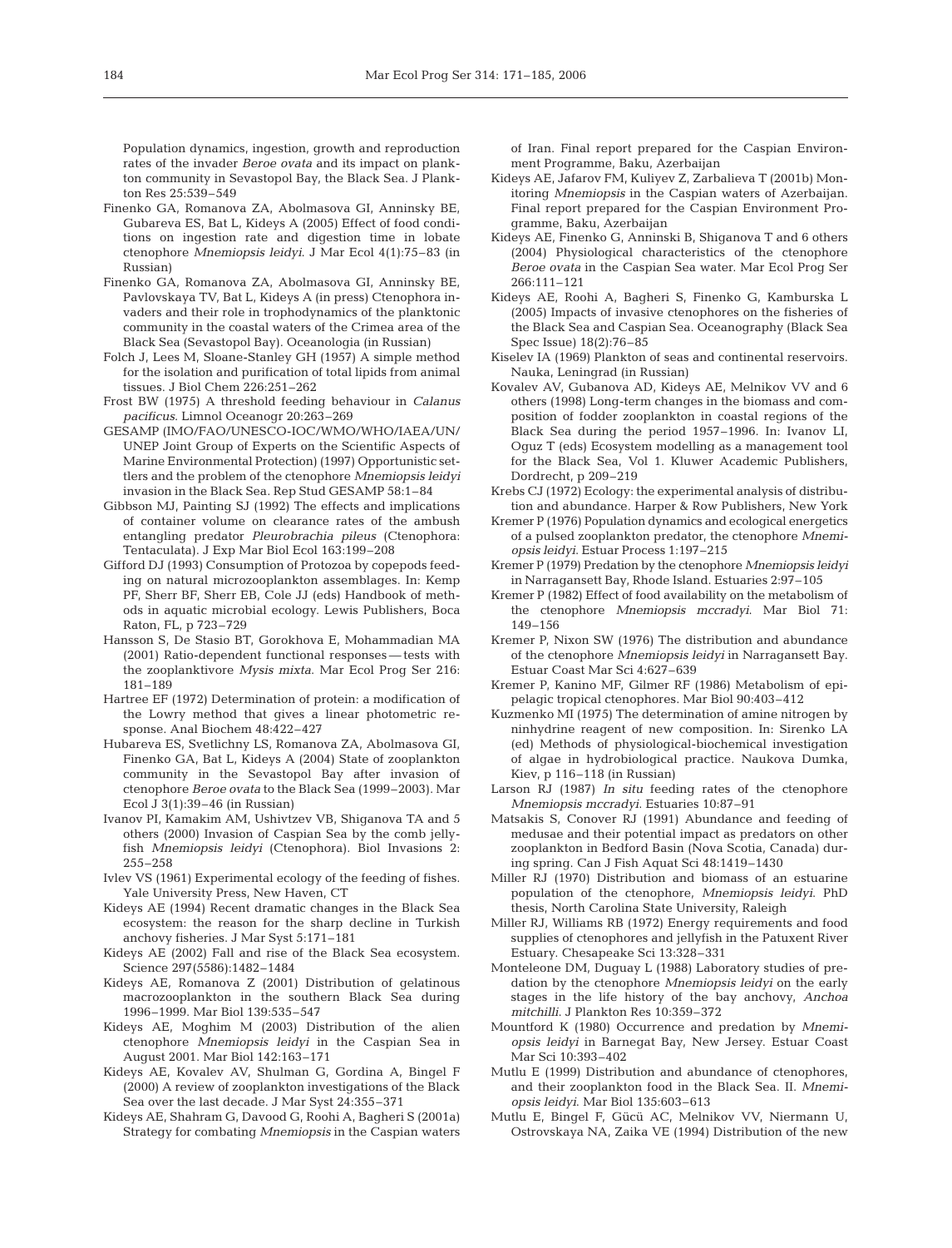Population dynamics, ingestion, growth and reproduction rates of the invader *Beroe ovata* and its impact on plankton community in Sevastopol Bay, the Black Sea. J Plankton Res 25:539–549

Finenko GA, Romanova ZA, Abolmasova GI, Anninsky BE, Gubareva ES, Bat L, Kideys A (2005) Effect of food conditions on ingestion rate and digestion time in lobate ctenophore *Mnemiopsis leidyi*. J Mar Ecol 4(1):75–83 (in Russian)

Finenko GA, Romanova ZA, Abolmasova GI, Anninsky BE, Pavlovskaya TV, Bat L, Kideys A (in press) Ctenophora invaders and their role in trophodynamics of the planktonic community in the coastal waters of the Crimea area of the Black Sea (Sevastopol Bay). Oceanologia (in Russian)

Folch J, Lees M, Sloane-Stanley GH (1957) A simple method for the isolation and purification of total lipids from animal tissues. J Biol Chem 226:251–262

Frost BW (1975) A threshold feeding behaviour in *Calanus pacificus*. Limnol Oceanogr 20:263–269

GESAMP (IMO/FAO/UNESCO-IOC/WMO/WHO/IAEA/UN/UNEP Joint Group of Experts on the Scientific Aspects of Marine Environmental Protection) (1997) Opportunistic settlers and the problem of the ctenophore *Mnemiopsis leidyi* invasion in the Black Sea. Rep Stud GESAMP 58:1–84

Gibbson MJ, Painting SJ (1992) The effects and implications of container volume on clearance rates of the ambush entangling predator *Pleurobrachia pileus* (Ctenophora: Tentaculata). J Exp Mar Biol Ecol 163:199–208

Gifford DJ (1993) Consumption of Protozoa by copepods feeding on natural microzooplankton assemblages. In: Kemp PF, Sherr BF, Sherr EB, Cole JJ (eds) Handbook of methods in aquatic microbial ecology. Lewis Publishers, Boca Raton, FL, p 723–729

Hansson S, De Stasio BT, Gorokhova E, Mohammadian MA (2001) Ratio-dependent functional responses — tests with the zooplanktivore *Mysis mixta*. Mar Ecol Prog Ser 216: 181–189

Hartree EF (1972) Determination of protein: a modification of the Lowry method that gives a linear photometric response. Anal Biochem 48:422–427

Hubareva ES, Svetlichny LS, Romanova ZA, Abolmasova GI, Finenko GA, Bat L, Kideys A (2004) State of zooplankton community in the Sevastopol Bay after invasion of ctenophore *Beroe ovata* to the Black Sea (1999–2003). Mar Ecol J 3(1):39–46 (in Russian)

Ivanov PI, Kamakim AM, Ushivtzev VB, Shiganova TA and 5 others (2000) Invasion of Caspian Sea by the comb jellyfish *Mnemiopsis leidyi* (Ctenophora). Biol Invasions 2: 255–258

Ivlev VS (1961) Experimental ecology of the feeding of fishes. Yale University Press, New Haven, CT

Kideys AE (1994) Recent dramatic changes in the Black Sea ecosystem: the reason for the sharp decline in Turkish anchovy fisheries. J Mar Syst 5:171–181

Kideys AE (2002) Fall and rise of the Black Sea ecosystem. Science 297(5586):1482–1484

Kideys AE, Romanova Z (2001) Distribution of gelatinous macrozooplankton in the southern Black Sea during 1996–1999. Mar Biol 139:535–547

Kideys AE, Moghim M (2003) Distribution of the alien ctenophore *Mnemiopsis leidyi* in the Caspian Sea in August 2001. Mar Biol 142:163–171

Kideys AE, Kovalev AV, Shulman G, Gordina A, Bingel F (2000) A review of zooplankton investigations of the Black Sea over the last decade. J Mar Syst 24:355–371

Kideys AE, Shahram G, Davood G, Roohi A, Bagheri S (2001a) Strategy for combating *Mnemiopsis* in the Caspian waters of Iran. Final report prepared for the Caspian Environment Programme, Baku, Azerbaijan

Kideys AE, Jafarov FM, Kuliyev Z, Zarbalieva T (2001b) Monitoring *Mnemiopsis* in the Caspian waters of Azerbaijan. Final report prepared for the Caspian Environment Programme, Baku, Azerbaijan

Kideys AE, Finenko G, Anninski B, Shiganova T and 6 others (2004) Physiological characteristics of the ctenophore *Beroe ovata* in the Caspian Sea water. Mar Ecol Prog Ser 266:111–121

Kideys AE, Roohi A, Bagheri S, Finenko G, Kamburska L (2005) Impacts of invasive ctenophores on the fisheries of the Black Sea and Caspian Sea. Oceanography (Black Sea Spec Issue) 18(2):76–85

Kiselev IA (1969) Plankton of seas and continental reservoirs. Nauka, Leningrad (in Russian)

Kovalev AV, Gubanova AD, Kideys AE, Melnikov VV and 6 others (1998) Long-term changes in the biomass and composition of fodder zooplankton in coastal regions of the Black Sea during the period 1957–1996. In: Ivanov LI, Oguz T (eds) Ecosystem modelling as a management tool for the Black Sea, Vol 1. Kluwer Academic Publishers, Dordrecht, p 209–219

Krebs CJ (1972) Ecology: the experimental analysis of distribution and abundance. Harper & Row Publishers, New York

Kremer P (1976) Population dynamics and ecological energetics of a pulsed zooplankton predator, the ctenophore *Mnemiopsis leidyi*. Estuar Process 1:197–215

Kremer P (1979) Predation by the ctenophore *Mnemiopsis leidyi* in Narragansett Bay, Rhode Island. Estuaries 2:97–105

Kremer P (1982) Effect of food availability on the metabolism of the ctenophore *Mnemiopsis mccradyi*. Mar Biol 71: 149–156

Kremer P, Nixon SW (1976) The distribution and abundance of the ctenophore *Mnemiopsis leidyi* in Narragansett Bay. Estuar Coast Mar Sci 4:627–639

Kremer P, Kanino MF, Gilmer RF (1986) Metabolism of epipelagic tropical ctenophores. Mar Biol 90:403–412

Kuzmenko MI (1975) The determination of amine nitrogen by ninhydrine reagent of new composition. In: Sirenko LA (ed) Methods of physiological-biochemical investigation of algae in hydrobiological practice. Naukova Dumka, Kiev, p 116–118 (in Russian)

Larson RJ (1987) *In situ* feeding rates of the ctenophore *Mnemiopsis mccradyi*. Estuaries 10:87–91

Matsakis S, Conover RJ (1991) Abundance and feeding of medusae and their potential impact as predators on other zooplankton in Bedford Basin (Nova Scotia, Canada) during spring. Can J Fish Aquat Sci 48:1419–1430

Miller RJ (1970) Distribution and biomass of an estuarine population of the ctenophore, *Mnemiopsis leidyi*. PhD thesis, North Carolina State University, Raleigh

Miller RJ, Williams RB (1972) Energy requirements and food supplies of ctenophores and jellyfish in the Patuxent River Estuary. Chesapeake Sci 13:328–331

Monteleone DM, Duguay L (1988) Laboratory studies of predation by the ctenophore *Mnemiopsis leidyi* on the early stages in the life history of the bay anchovy, *Anchoa mitchilli*. J Plankton Res 10:359–372

Mountford K (1980) Occurrence and predation by *Mnemiopsis leidyi* in Barnegat Bay, New Jersey. Estuar Coast Mar Sci 10:393–402

Mutlu E (1999) Distribution and abundance of ctenophores, and their zooplankton food in the Black Sea. II. *Mnemiopsis leidyi*. Mar Biol 135:603–613

Mutlu E, Bingel F, Gücü AC, Melnikov VV, Niermann U, Ostrovskaya NA, Zaika VE (1994) Distribution of the new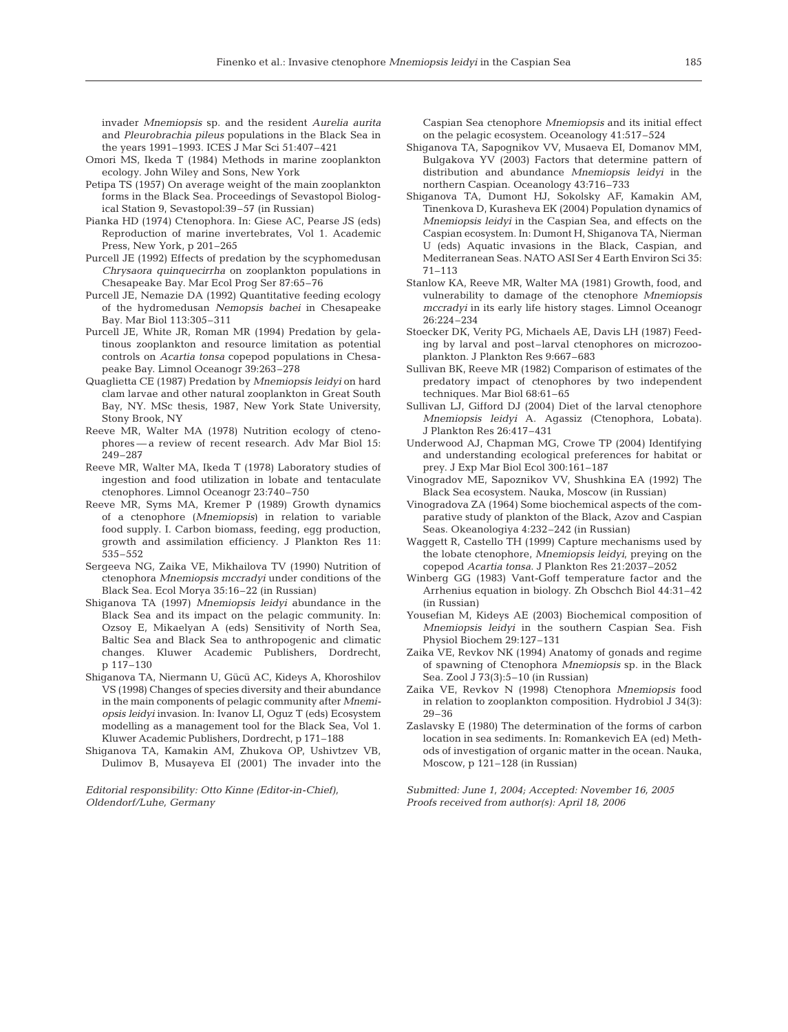invader *Mnemiopsis* sp. and the resident *Aurelia aurita* and *Pleurobrachia pileus* populations in the Black Sea in the years 1991–1993. ICES J Mar Sci 51:407–421

Omori MS, Ikeda T (1984) Methods in marine zooplankton ecology. John Wiley and Sons, New York

Petipa TS (1957) On average weight of the main zooplankton forms in the Black Sea. Proceedings of Sevastopol Biological Station 9, Sevastopol:39–57 (in Russian)

Pianka HD (1974) Ctenophora. In: Giese AC, Pearse JS (eds) Reproduction of marine invertebrates, Vol 1. Academic Press, New York, p 201–265

Purcell JE (1992) Effects of predation by the scyphomedusan *Chrysaora quinquecirrha* on zooplankton populations in Chesapeake Bay. Mar Ecol Prog Ser 87:65–76

Purcell JE, Nemazie DA (1992) Quantitative feeding ecology of the hydromedusan *Nemopsis bachei* in Chesapeake Bay. Mar Biol 113:305–311

Purcell JE, White JR, Roman MR (1994) Predation by gelatinous zooplankton and resource limitation as potential controls on *Acartia tonsa* copepod populations in Chesapeake Bay. Limnol Oceanogr 39:263–278

Quaglietta CE (1987) Predation by *Mnemiopsis leidyi* on hard clam larvae and other natural zooplankton in Great South Bay, NY. MSc thesis, 1987, New York State University, Stony Brook, NY

Reeve MR, Walter MA (1978) Nutrition ecology of ctenophores — a review of recent research. Adv Mar Biol 15: 249–287

Reeve MR, Walter MA, Ikeda T (1978) Laboratory studies of ingestion and food utilization in lobate and tentaculate ctenophores. Limnol Oceanogr 23:740–750

Reeve MR, Syms MA, Kremer P (1989) Growth dynamics of a ctenophore (*Mnemiopsis*) in relation to variable food supply. I. Carbon biomass, feeding, egg production, growth and assimilation efficiency. J Plankton Res 11: 535–552

Sergeeva NG, Zaika VE, Mikhailova TV (1990) Nutrition of ctenophora *Mnemiopsis mccradyi* under conditions of the Black Sea. Ecol Morya 35:16–22 (in Russian)

Shiganova TA (1997) *Mnemiopsis leidyi* abundance in the Black Sea and its impact on the pelagic community. In: Ozsoy E, Mikaelyan A (eds) Sensitivity of North Sea, Baltic Sea and Black Sea to anthropogenic and climatic changes. Kluwer Academic Publishers, Dordrecht, p 117–130

Shiganova TA, Niermann U, Gücü AC, Kideys A, Khoroshilov VS (1998) Changes of species diversity and their abundance in the main components of pelagic community after *Mnemiopsis leidyi* invasion. In: Ivanov LI, Oguz T (eds) Ecosystem modelling as a management tool for the Black Sea, Vol 1. Kluwer Academic Publishers, Dordrecht, p 171–188

Shiganova TA, Kamakin AM, Zhukova OP, Ushivtzev VB, Dulimov B, Musayeva EI (2001) The invader into the Caspian Sea ctenophore *Mnemiopsis* and its initial effect on the pelagic ecosystem. Oceanology 41:517–524

Shiganova TA, Sapognikov VV, Musaeva EI, Domanov MM, Bulgakova YV (2003) Factors that determine pattern of distribution and abundance *Mnemiopsis leidyi* in the northern Caspian. Oceanology 43:716–733

Shiganova TA, Dumont HJ, Sokolsky AF, Kamakin AM, Tinenkova D, Kurasheva EK (2004) Population dynamics of *Mnemiopsis leidyi* in the Caspian Sea, and effects on the Caspian ecosystem. In: Dumont H, Shiganova TA, Nierman U (eds) Aquatic invasions in the Black, Caspian, and Mediterranean Seas. NATO ASI Ser 4 Earth Environ Sci 35: 71–113

Stanlow KA, Reeve MR, Walter MA (1981) Growth, food, and vulnerability to damage of the ctenophore *Mnemiopsis mccradyi* in its early life history stages. Limnol Oceanogr 26:224–234

Stoecker DK, Verity PG, Michaels AE, Davis LH (1987) Feeding by larval and post–larval ctenophores on microzooplankton. J Plankton Res 9:667–683

Sullivan BK, Reeve MR (1982) Comparison of estimates of the predatory impact of ctenophores by two independent techniques. Mar Biol 68:61–65

Sullivan LJ, Gifford DJ (2004) Diet of the larval ctenophore *Mnemiopsis leidyi* A. Agassiz (Ctenophora, Lobata). J Plankton Res 26:417–431

Underwood AJ, Chapman MG, Crowe TP (2004) Identifying and understanding ecological preferences for habitat or prey. J Exp Mar Biol Ecol 300:161–187

Vinogradov ME, Sapoznikov VV, Shushkina EA (1992) The Black Sea ecosystem. Nauka, Moscow (in Russian)

Vinogradova ZA (1964) Some biochemical aspects of the comparative study of plankton of the Black, Azov and Caspian Seas. Okeanologiya 4:232–242 (in Russian)

Waggett R, Castello TH (1999) Capture mechanisms used by the lobate ctenophore, *Mnemiopsis leidyi*, preying on the copepod *Acartia tonsa*. J Plankton Res 21:2037–2052

Winberg GG (1983) Vant-Goff temperature factor and the Arrhenius equation in biology. Zh Obschch Biol 44:31–42 (in Russian)

Yousefian M, Kideys AE (2003) Biochemical composition of *Mnemiopsis leidyi* in the southern Caspian Sea. Fish Physiol Biochem 29:127–131

Zaika VE, Revkov NK (1994) Anatomy of gonads and regime of spawning of Ctenophora *Mnemiopsis* sp. in the Black Sea. Zool J 73(3):5–10 (in Russian)

Zaika VE, Revkov N (1998) Ctenophora *Mnemiopsis* food in relation to zooplankton composition. Hydrobiol J 34(3): 29–36

Zaslavsky E (1980) The determination of the forms of carbon location in sea sediments. In: Romankevich EA (ed) Methods of investigation of organic matter in the ocean. Nauka, Moscow, p 121–128 (in Russian)

*Editorial responsibility: Otto Kinne (Editor-in-Chief), Oldendorf/Luhe, Germany*

*Submitted: June 1, 2004; Accepted: November 16, 2005*
*Proofs received from author(s): April 18, 2006*